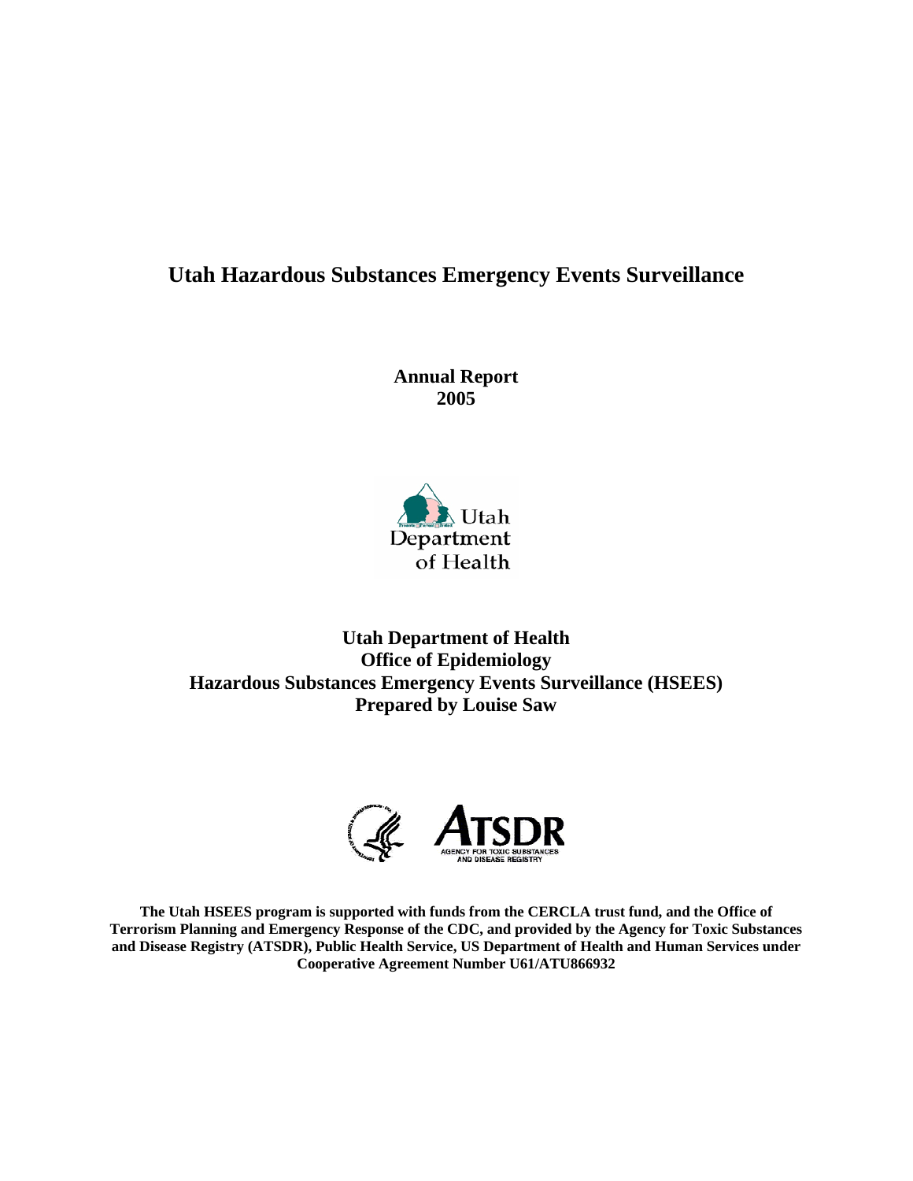# Utah Hazardous Substances Emergency Events Surveillance

**Annual Report**
**2005**

**Utah Department of Health**
**Office of Epidemiology**
**Hazardous Substances Emergency Events Surveillance (HSEES)**
**Prepared by Louise Saw**

**The Utah HSEES program is supported with funds from the CERCLA trust fund, and the Office of Terrorism Planning and Emergency Response of the CDC, and provided by the Agency for Toxic Substances and Disease Registry (ATSDR), Public Health Service, US Department of Health and Human Services under Cooperative Agreement Number U61/ATU866932**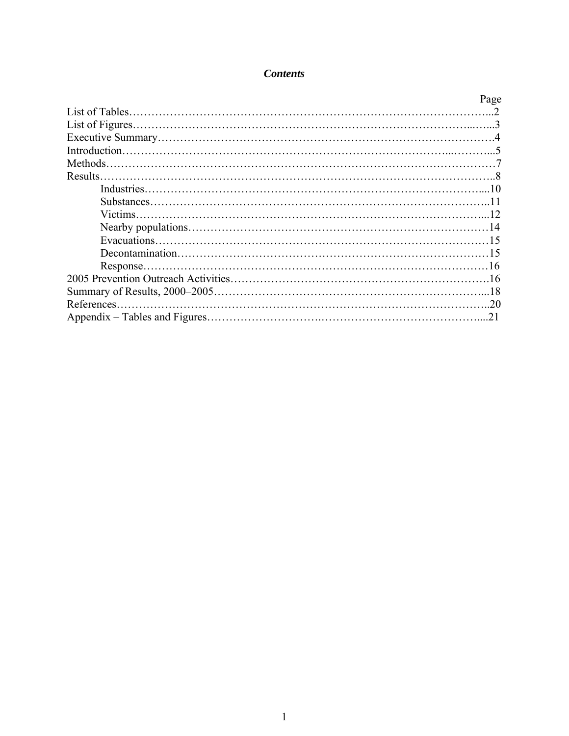## *Contents*

| | Page |
|---|---|
| List of Tables | 2 |
| List of Figures | 3 |
| Executive Summary | 4 |
| Introduction | 5 |
| Methods | 7 |
| Results | 8 |
| Industries | 10 |
| Substances | 11 |
| Victims | 12 |
| Nearby populations | 14 |
| Evacuations | 15 |
| Decontamination | 15 |
| Response | 16 |
| 2005 Prevention Outreach Activities | 16 |
| Summary of Results, 2000–2005 | 18 |
| References | 20 |
| Appendix – Tables and Figures | 21 |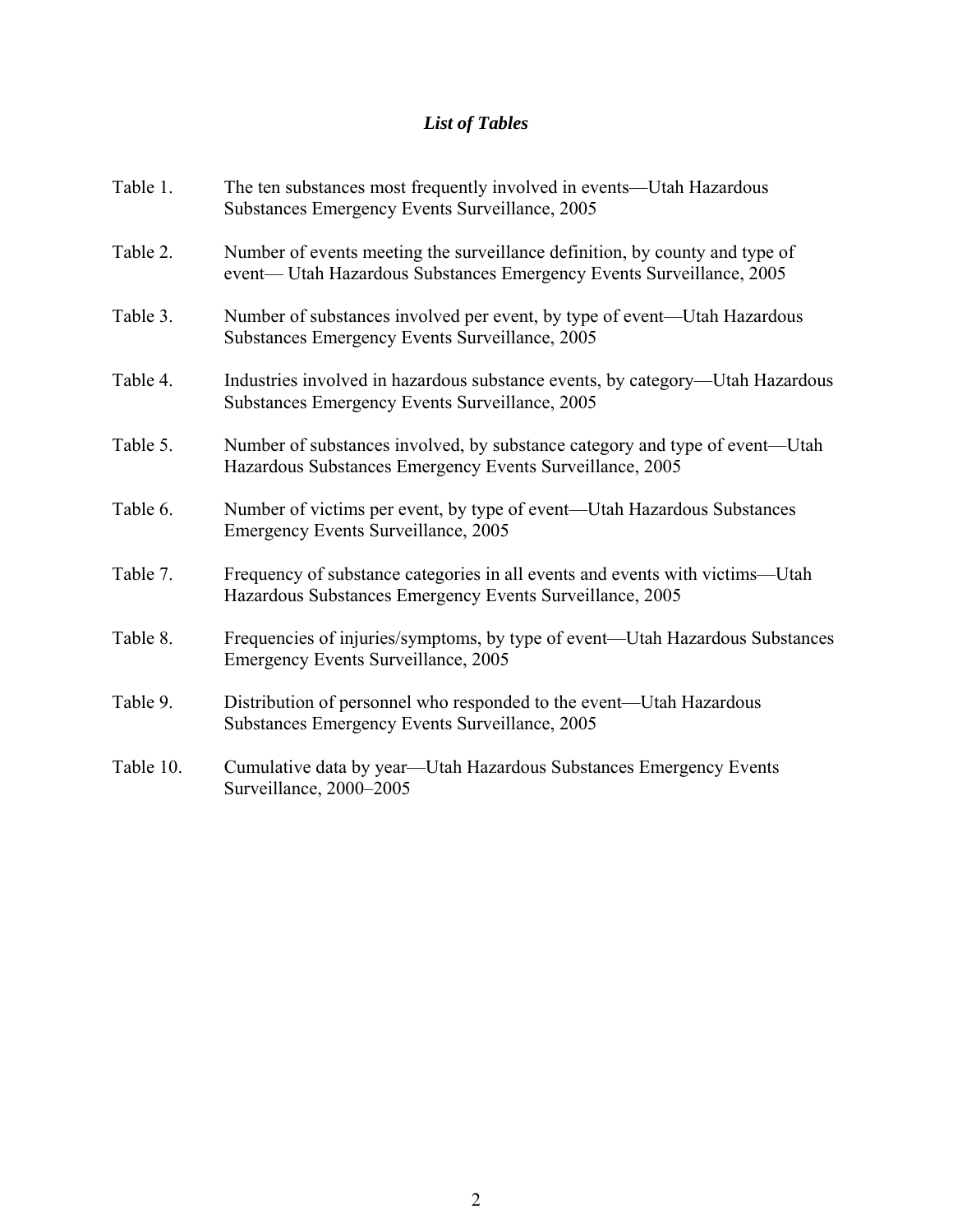## *List of Tables*

Table 1. The ten substances most frequently involved in events—Utah Hazardous Substances Emergency Events Surveillance, 2005

Table 2. Number of events meeting the surveillance definition, by county and type of event— Utah Hazardous Substances Emergency Events Surveillance, 2005

Table 3. Number of substances involved per event, by type of event—Utah Hazardous Substances Emergency Events Surveillance, 2005

Table 4. Industries involved in hazardous substance events, by category—Utah Hazardous Substances Emergency Events Surveillance, 2005

Table 5. Number of substances involved, by substance category and type of event—Utah Hazardous Substances Emergency Events Surveillance, 2005

Table 6. Number of victims per event, by type of event—Utah Hazardous Substances Emergency Events Surveillance, 2005

Table 7. Frequency of substance categories in all events and events with victims—Utah Hazardous Substances Emergency Events Surveillance, 2005

Table 8. Frequencies of injuries/symptoms, by type of event—Utah Hazardous Substances Emergency Events Surveillance, 2005

Table 9. Distribution of personnel who responded to the event—Utah Hazardous Substances Emergency Events Surveillance, 2005

Table 10. Cumulative data by year—Utah Hazardous Substances Emergency Events Surveillance, 2000–2005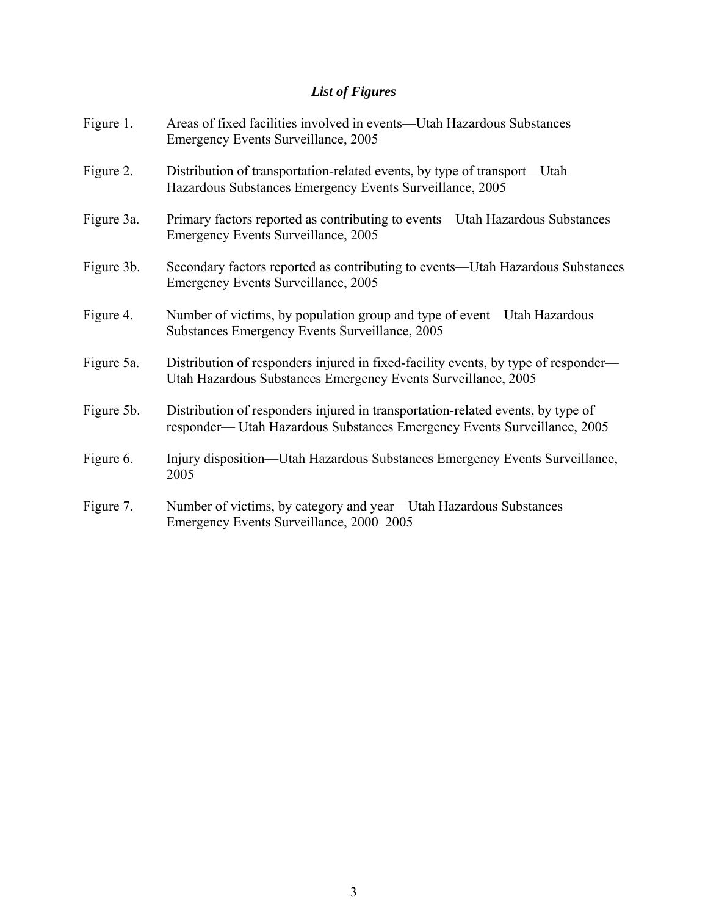## *List of Figures*

| | |
|---|---|
| Figure 1. | Areas of fixed facilities involved in events—Utah Hazardous Substances Emergency Events Surveillance, 2005 |
| Figure 2. | Distribution of transportation-related events, by type of transport—Utah Hazardous Substances Emergency Events Surveillance, 2005 |
| Figure 3a. | Primary factors reported as contributing to events—Utah Hazardous Substances Emergency Events Surveillance, 2005 |
| Figure 3b. | Secondary factors reported as contributing to events—Utah Hazardous Substances Emergency Events Surveillance, 2005 |
| Figure 4. | Number of victims, by population group and type of event—Utah Hazardous Substances Emergency Events Surveillance, 2005 |
| Figure 5a. | Distribution of responders injured in fixed-facility events, by type of responder—Utah Hazardous Substances Emergency Events Surveillance, 2005 |
| Figure 5b. | Distribution of responders injured in transportation-related events, by type of responder— Utah Hazardous Substances Emergency Events Surveillance, 2005 |
| Figure 6. | Injury disposition—Utah Hazardous Substances Emergency Events Surveillance, 2005 |
| Figure 7. | Number of victims, by category and year—Utah Hazardous Substances Emergency Events Surveillance, 2000–2005 |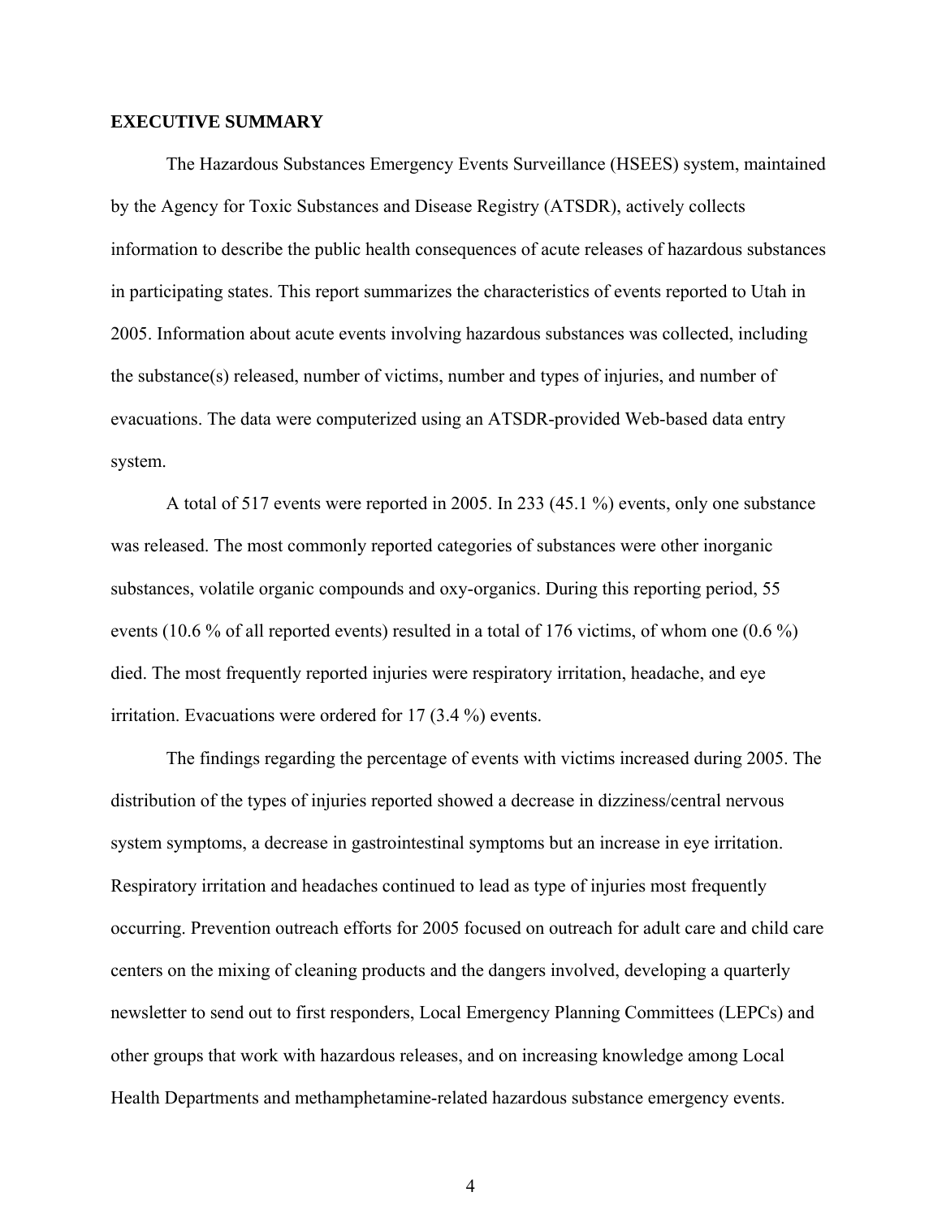## EXECUTIVE SUMMARY

The Hazardous Substances Emergency Events Surveillance (HSEES) system, maintained by the Agency for Toxic Substances and Disease Registry (ATSDR), actively collects information to describe the public health consequences of acute releases of hazardous substances in participating states. This report summarizes the characteristics of events reported to Utah in 2005. Information about acute events involving hazardous substances was collected, including the substance(s) released, number of victims, number and types of injuries, and number of evacuations. The data were computerized using an ATSDR-provided Web-based data entry system.

A total of 517 events were reported in 2005. In 233 (45.1 %) events, only one substance was released. The most commonly reported categories of substances were other inorganic substances, volatile organic compounds and oxy-organics. During this reporting period, 55 events (10.6 % of all reported events) resulted in a total of 176 victims, of whom one (0.6 %) died. The most frequently reported injuries were respiratory irritation, headache, and eye irritation. Evacuations were ordered for 17 (3.4 %) events.

The findings regarding the percentage of events with victims increased during 2005. The distribution of the types of injuries reported showed a decrease in dizziness/central nervous system symptoms, a decrease in gastrointestinal symptoms but an increase in eye irritation. Respiratory irritation and headaches continued to lead as type of injuries most frequently occurring. Prevention outreach efforts for 2005 focused on outreach for adult care and child care centers on the mixing of cleaning products and the dangers involved, developing a quarterly newsletter to send out to first responders, Local Emergency Planning Committees (LEPCs) and other groups that work with hazardous releases, and on increasing knowledge among Local Health Departments and methamphetamine-related hazardous substance emergency events.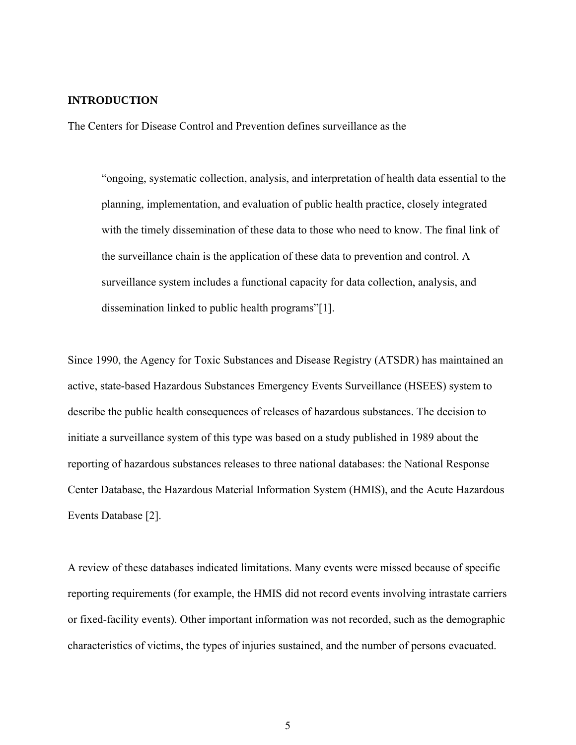## INTRODUCTION

The Centers for Disease Control and Prevention defines surveillance as the

> "ongoing, systematic collection, analysis, and interpretation of health data essential to the planning, implementation, and evaluation of public health practice, closely integrated with the timely dissemination of these data to those who need to know. The final link of the surveillance chain is the application of these data to prevention and control. A surveillance system includes a functional capacity for data collection, analysis, and dissemination linked to public health programs"[1].

Since 1990, the Agency for Toxic Substances and Disease Registry (ATSDR) has maintained an active, state-based Hazardous Substances Emergency Events Surveillance (HSEES) system to describe the public health consequences of releases of hazardous substances. The decision to initiate a surveillance system of this type was based on a study published in 1989 about the reporting of hazardous substances releases to three national databases: the National Response Center Database, the Hazardous Material Information System (HMIS), and the Acute Hazardous Events Database [2].

A review of these databases indicated limitations. Many events were missed because of specific reporting requirements (for example, the HMIS did not record events involving intrastate carriers or fixed-facility events). Other important information was not recorded, such as the demographic characteristics of victims, the types of injuries sustained, and the number of persons evacuated.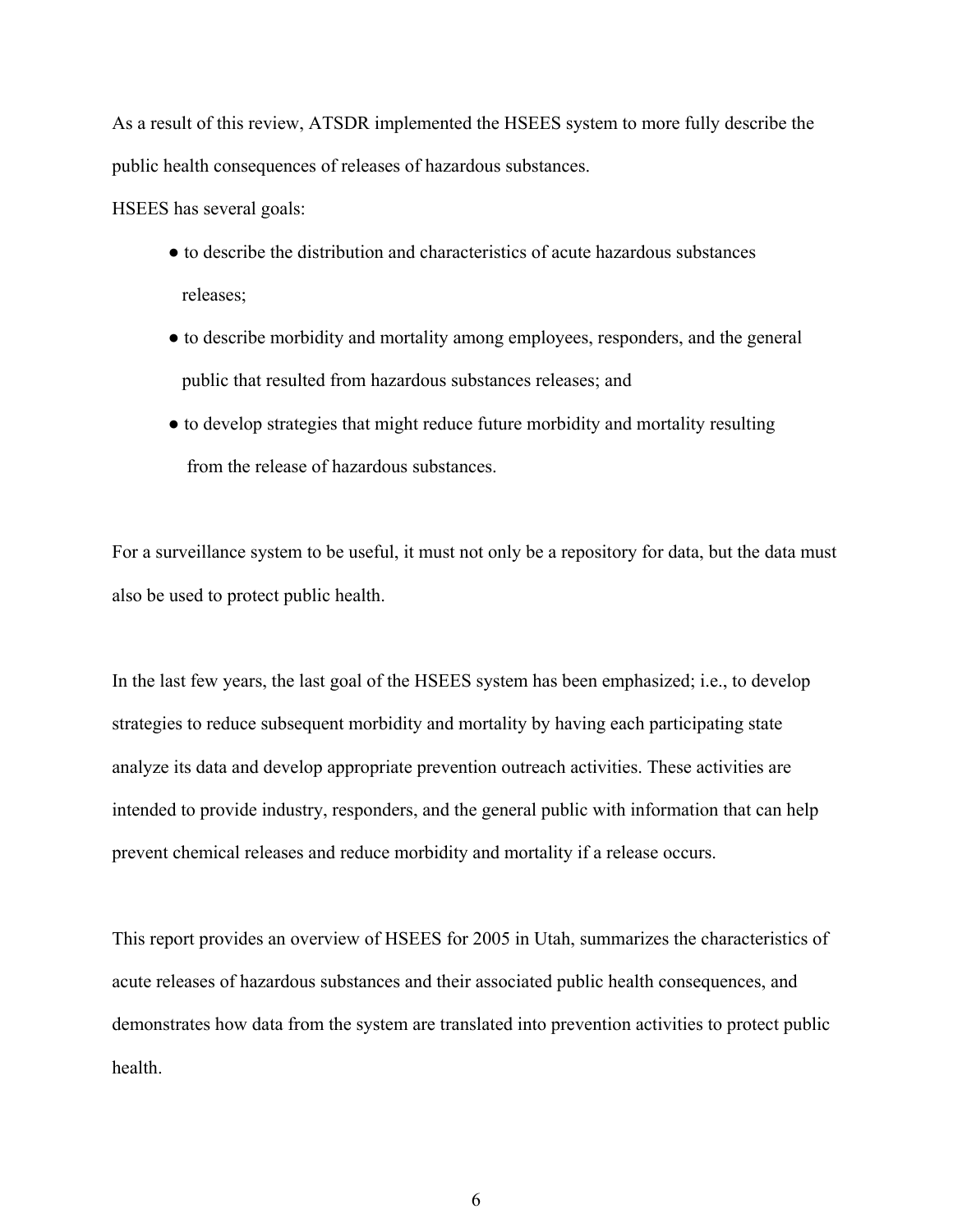As a result of this review, ATSDR implemented the HSEES system to more fully describe the public health consequences of releases of hazardous substances.

HSEES has several goals:

- to describe the distribution and characteristics of acute hazardous substances releases;
- to describe morbidity and mortality among employees, responders, and the general public that resulted from hazardous substances releases; and
- to develop strategies that might reduce future morbidity and mortality resulting from the release of hazardous substances.

For a surveillance system to be useful, it must not only be a repository for data, but the data must also be used to protect public health.

In the last few years, the last goal of the HSEES system has been emphasized; i.e., to develop strategies to reduce subsequent morbidity and mortality by having each participating state analyze its data and develop appropriate prevention outreach activities. These activities are intended to provide industry, responders, and the general public with information that can help prevent chemical releases and reduce morbidity and mortality if a release occurs.

This report provides an overview of HSEES for 2005 in Utah, summarizes the characteristics of acute releases of hazardous substances and their associated public health consequences, and demonstrates how data from the system are translated into prevention activities to protect public health.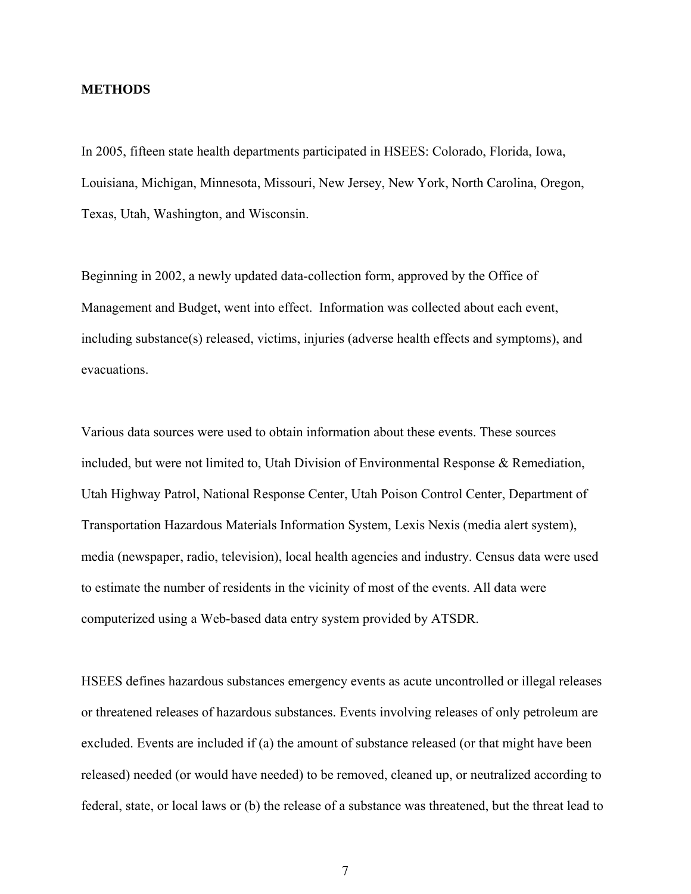## METHODS

In 2005, fifteen state health departments participated in HSEES: Colorado, Florida, Iowa, Louisiana, Michigan, Minnesota, Missouri, New Jersey, New York, North Carolina, Oregon, Texas, Utah, Washington, and Wisconsin.

Beginning in 2002, a newly updated data-collection form, approved by the Office of Management and Budget, went into effect. Information was collected about each event, including substance(s) released, victims, injuries (adverse health effects and symptoms), and evacuations.

Various data sources were used to obtain information about these events. These sources included, but were not limited to, Utah Division of Environmental Response & Remediation, Utah Highway Patrol, National Response Center, Utah Poison Control Center, Department of Transportation Hazardous Materials Information System, Lexis Nexis (media alert system), media (newspaper, radio, television), local health agencies and industry. Census data were used to estimate the number of residents in the vicinity of most of the events. All data were computerized using a Web-based data entry system provided by ATSDR.

HSEES defines hazardous substances emergency events as acute uncontrolled or illegal releases or threatened releases of hazardous substances. Events involving releases of only petroleum are excluded. Events are included if (a) the amount of substance released (or that might have been released) needed (or would have needed) to be removed, cleaned up, or neutralized according to federal, state, or local laws or (b) the release of a substance was threatened, but the threat lead to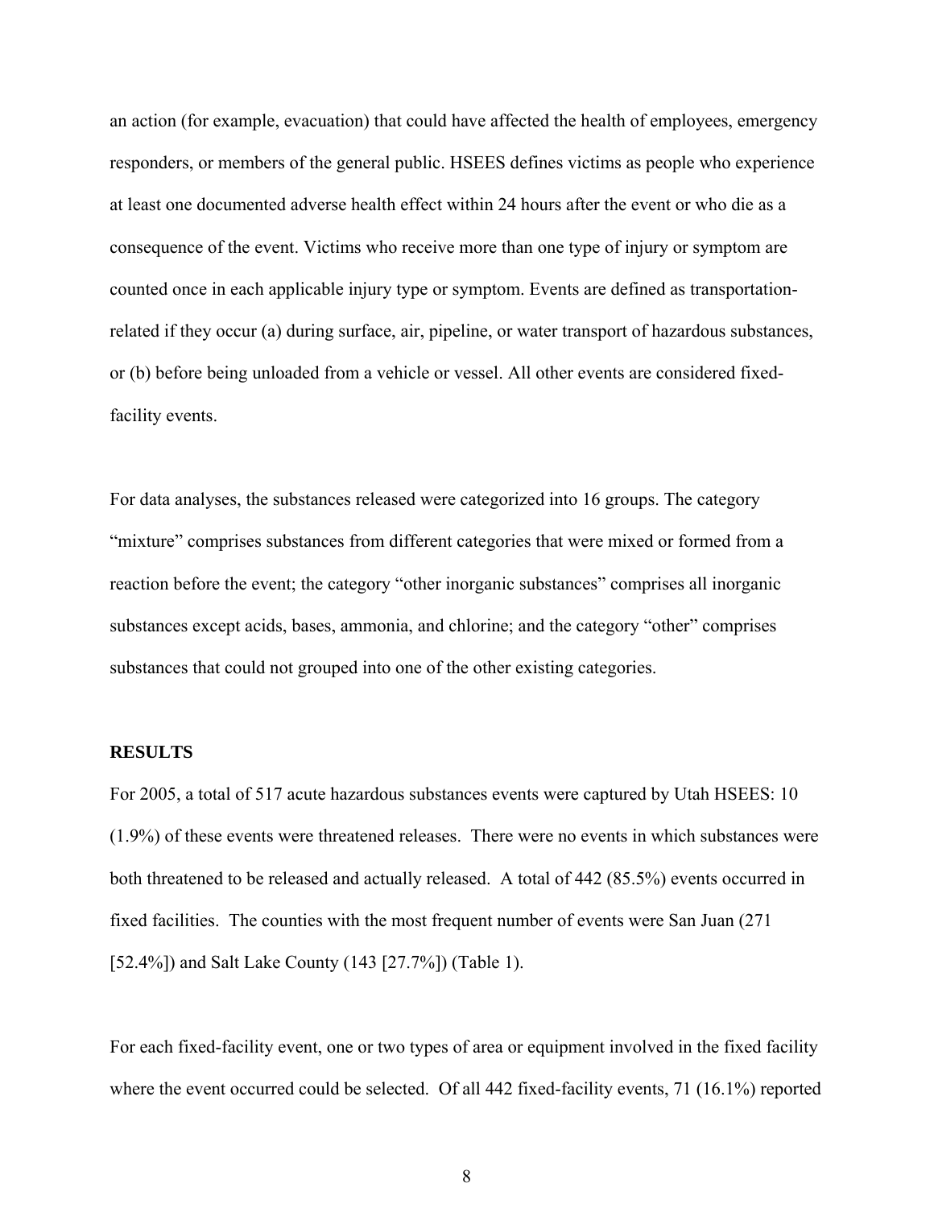an action (for example, evacuation) that could have affected the health of employees, emergency responders, or members of the general public. HSEES defines victims as people who experience at least one documented adverse health effect within 24 hours after the event or who die as a consequence of the event. Victims who receive more than one type of injury or symptom are counted once in each applicable injury type or symptom. Events are defined as transportation-related if they occur (a) during surface, air, pipeline, or water transport of hazardous substances, or (b) before being unloaded from a vehicle or vessel. All other events are considered fixed-facility events.

For data analyses, the substances released were categorized into 16 groups. The category "mixture" comprises substances from different categories that were mixed or formed from a reaction before the event; the category "other inorganic substances" comprises all inorganic substances except acids, bases, ammonia, and chlorine; and the category "other" comprises substances that could not grouped into one of the other existing categories.

**RESULTS**

For 2005, a total of 517 acute hazardous substances events were captured by Utah HSEES: 10 (1.9%) of these events were threatened releases. There were no events in which substances were both threatened to be released and actually released. A total of 442 (85.5%) events occurred in fixed facilities. The counties with the most frequent number of events were San Juan (271 [52.4%]) and Salt Lake County (143 [27.7%]) (Table 1).

For each fixed-facility event, one or two types of area or equipment involved in the fixed facility where the event occurred could be selected. Of all 442 fixed-facility events, 71 (16.1%) reported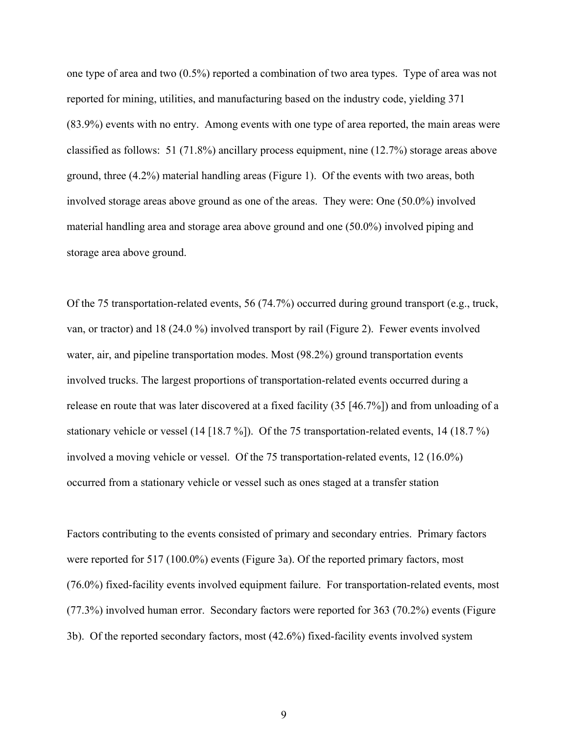one type of area and two (0.5%) reported a combination of two area types. Type of area was not reported for mining, utilities, and manufacturing based on the industry code, yielding 371 (83.9%) events with no entry. Among events with one type of area reported, the main areas were classified as follows: 51 (71.8%) ancillary process equipment, nine (12.7%) storage areas above ground, three (4.2%) material handling areas (Figure 1). Of the events with two areas, both involved storage areas above ground as one of the areas. They were: One (50.0%) involved material handling area and storage area above ground and one (50.0%) involved piping and storage area above ground.

Of the 75 transportation-related events, 56 (74.7%) occurred during ground transport (e.g., truck, van, or tractor) and 18 (24.0 %) involved transport by rail (Figure 2). Fewer events involved water, air, and pipeline transportation modes. Most (98.2%) ground transportation events involved trucks. The largest proportions of transportation-related events occurred during a release en route that was later discovered at a fixed facility (35 [46.7%]) and from unloading of a stationary vehicle or vessel (14 [18.7 %]). Of the 75 transportation-related events, 14 (18.7 %) involved a moving vehicle or vessel. Of the 75 transportation-related events, 12 (16.0%) occurred from a stationary vehicle or vessel such as ones staged at a transfer station

Factors contributing to the events consisted of primary and secondary entries. Primary factors were reported for 517 (100.0%) events (Figure 3a). Of the reported primary factors, most (76.0%) fixed-facility events involved equipment failure. For transportation-related events, most (77.3%) involved human error. Secondary factors were reported for 363 (70.2%) events (Figure 3b). Of the reported secondary factors, most (42.6%) fixed-facility events involved system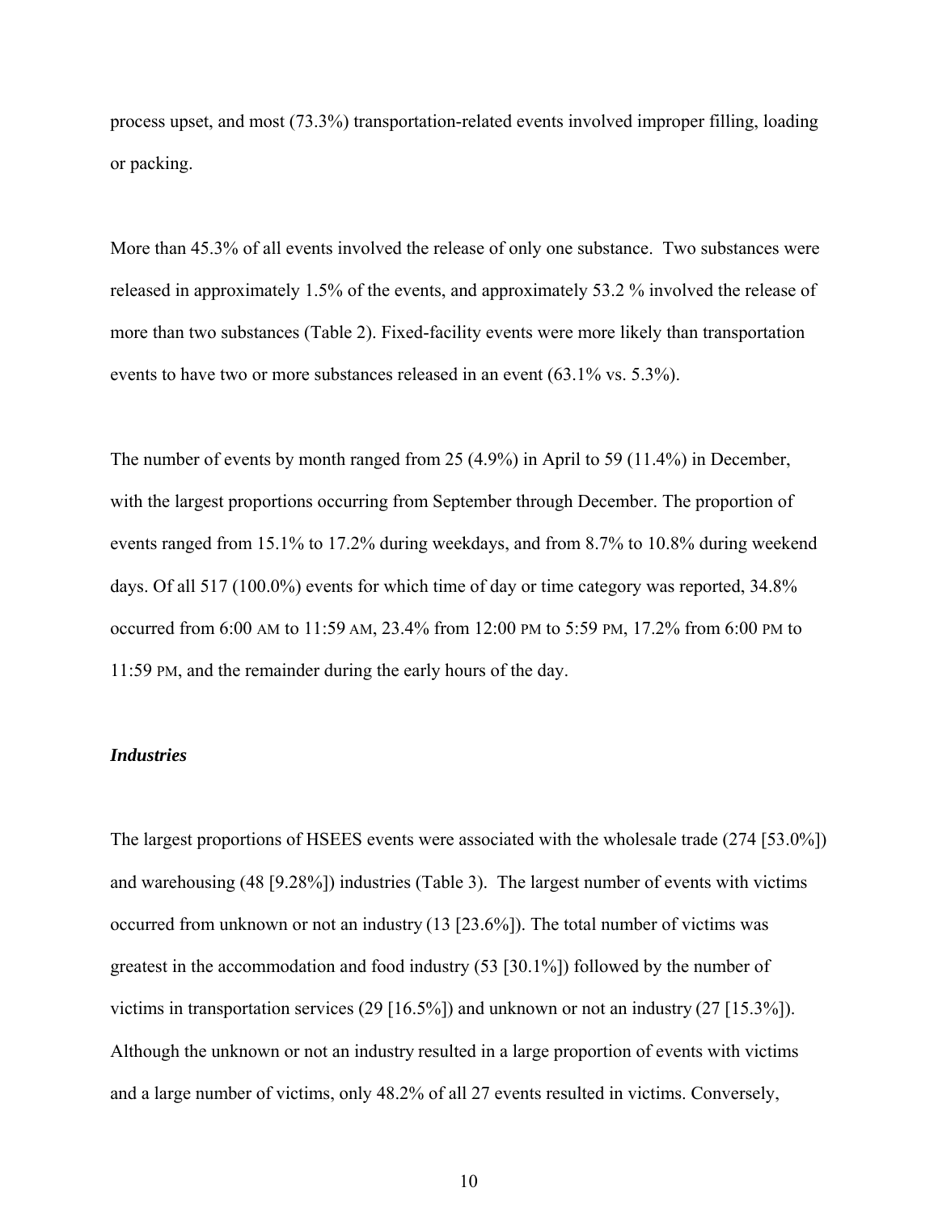process upset, and most (73.3%) transportation-related events involved improper filling, loading or packing.

More than 45.3% of all events involved the release of only one substance. Two substances were released in approximately 1.5% of the events, and approximately 53.2 % involved the release of more than two substances (Table 2). Fixed-facility events were more likely than transportation events to have two or more substances released in an event (63.1% vs. 5.3%).

The number of events by month ranged from 25 (4.9%) in April to 59 (11.4%) in December, with the largest proportions occurring from September through December. The proportion of events ranged from 15.1% to 17.2% during weekdays, and from 8.7% to 10.8% during weekend days. Of all 517 (100.0%) events for which time of day or time category was reported, 34.8% occurred from 6:00 AM to 11:59 AM, 23.4% from 12:00 PM to 5:59 PM, 17.2% from 6:00 PM to 11:59 PM, and the remainder during the early hours of the day.

### *Industries*

The largest proportions of HSEES events were associated with the wholesale trade (274 [53.0%]) and warehousing (48 [9.28%]) industries (Table 3). The largest number of events with victims occurred from unknown or not an industry (13 [23.6%]). The total number of victims was greatest in the accommodation and food industry (53 [30.1%]) followed by the number of victims in transportation services (29 [16.5%]) and unknown or not an industry (27 [15.3%]). Although the unknown or not an industry resulted in a large proportion of events with victims and a large number of victims, only 48.2% of all 27 events resulted in victims. Conversely,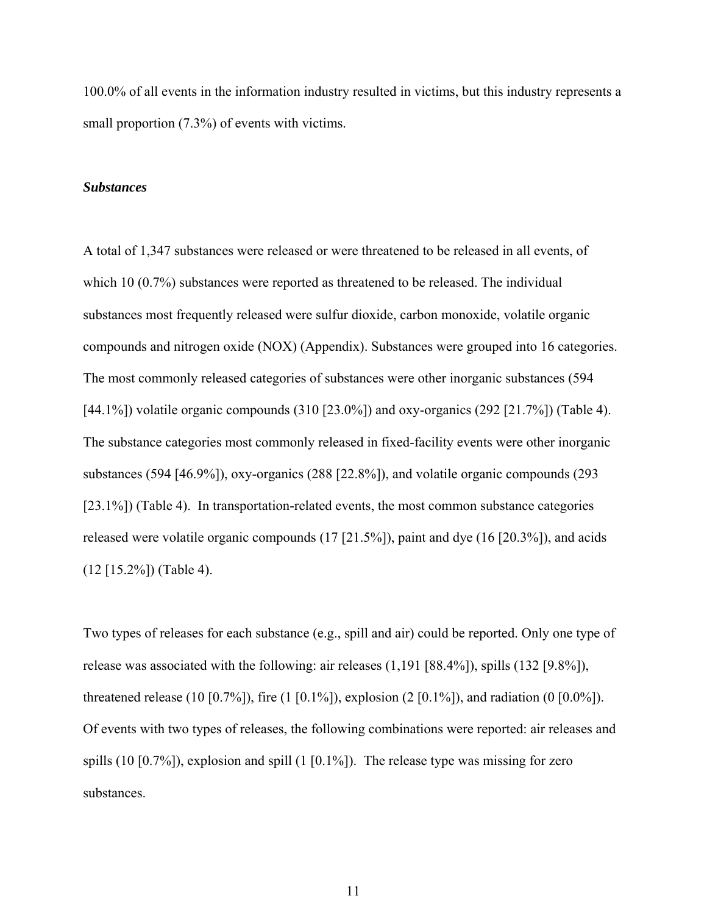100.0% of all events in the information industry resulted in victims, but this industry represents a small proportion (7.3%) of events with victims.

### *Substances*

A total of 1,347 substances were released or were threatened to be released in all events, of which 10 (0.7%) substances were reported as threatened to be released. The individual substances most frequently released were sulfur dioxide, carbon monoxide, volatile organic compounds and nitrogen oxide (NOX) (Appendix). Substances were grouped into 16 categories. The most commonly released categories of substances were other inorganic substances (594 [44.1%]) volatile organic compounds (310 [23.0%]) and oxy-organics (292 [21.7%]) (Table 4). The substance categories most commonly released in fixed-facility events were other inorganic substances (594 [46.9%]), oxy-organics (288 [22.8%]), and volatile organic compounds (293 [23.1%]) (Table 4). In transportation-related events, the most common substance categories released were volatile organic compounds (17 [21.5%]), paint and dye (16 [20.3%]), and acids (12 [15.2%]) (Table 4).

Two types of releases for each substance (e.g., spill and air) could be reported. Only one type of release was associated with the following: air releases (1,191 [88.4%]), spills (132 [9.8%]), threatened release (10 [0.7%]), fire (1 [0.1%]), explosion (2 [0.1%]), and radiation (0 [0.0%]). Of events with two types of releases, the following combinations were reported: air releases and spills (10 [0.7%]), explosion and spill (1 [0.1%]). The release type was missing for zero substances.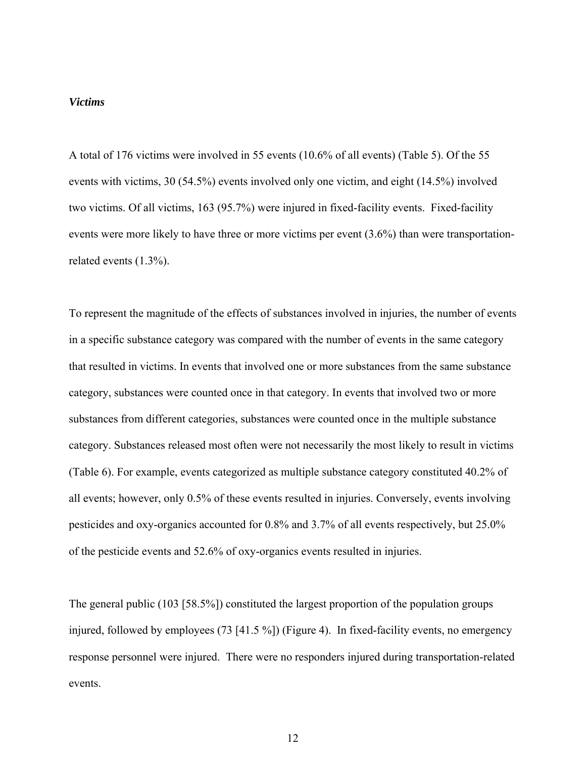### *Victims*

A total of 176 victims were involved in 55 events (10.6% of all events) (Table 5). Of the 55 events with victims, 30 (54.5%) events involved only one victim, and eight (14.5%) involved two victims. Of all victims, 163 (95.7%) were injured in fixed-facility events. Fixed-facility events were more likely to have three or more victims per event (3.6%) than were transportation-related events (1.3%).

To represent the magnitude of the effects of substances involved in injuries, the number of events in a specific substance category was compared with the number of events in the same category that resulted in victims. In events that involved one or more substances from the same substance category, substances were counted once in that category. In events that involved two or more substances from different categories, substances were counted once in the multiple substance category. Substances released most often were not necessarily the most likely to result in victims (Table 6). For example, events categorized as multiple substance category constituted 40.2% of all events; however, only 0.5% of these events resulted in injuries. Conversely, events involving pesticides and oxy-organics accounted for 0.8% and 3.7% of all events respectively, but 25.0% of the pesticide events and 52.6% of oxy-organics events resulted in injuries.

The general public (103 [58.5%]) constituted the largest proportion of the population groups injured, followed by employees (73 [41.5 %]) (Figure 4). In fixed-facility events, no emergency response personnel were injured. There were no responders injured during transportation-related events.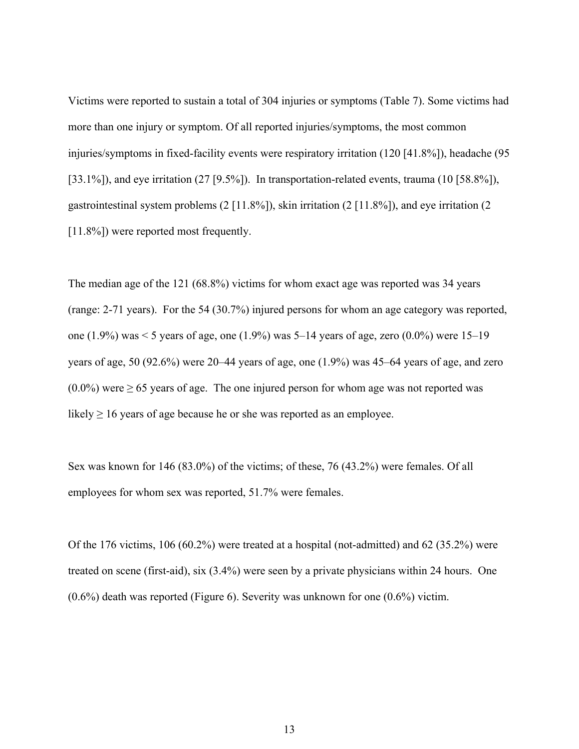Victims were reported to sustain a total of 304 injuries or symptoms (Table 7). Some victims had more than one injury or symptom. Of all reported injuries/symptoms, the most common injuries/symptoms in fixed-facility events were respiratory irritation (120 [41.8%]), headache (95 [33.1%]), and eye irritation (27 [9.5%]). In transportation-related events, trauma (10 [58.8%]), gastrointestinal system problems (2 [11.8%]), skin irritation (2 [11.8%]), and eye irritation (2 [11.8%]) were reported most frequently.

The median age of the 121 (68.8%) victims for whom exact age was reported was 34 years (range: 2-71 years). For the 54 (30.7%) injured persons for whom an age category was reported, one (1.9%) was < 5 years of age, one (1.9%) was 5–14 years of age, zero (0.0%) were 15–19 years of age, 50 (92.6%) were 20–44 years of age, one (1.9%) was 45–64 years of age, and zero (0.0%) were ≥ 65 years of age. The one injured person for whom age was not reported was likely ≥ 16 years of age because he or she was reported as an employee.

Sex was known for 146 (83.0%) of the victims; of these, 76 (43.2%) were females. Of all employees for whom sex was reported, 51.7% were females.

Of the 176 victims, 106 (60.2%) were treated at a hospital (not-admitted) and 62 (35.2%) were treated on scene (first-aid), six (3.4%) were seen by a private physicians within 24 hours. One (0.6%) death was reported (Figure 6). Severity was unknown for one (0.6%) victim.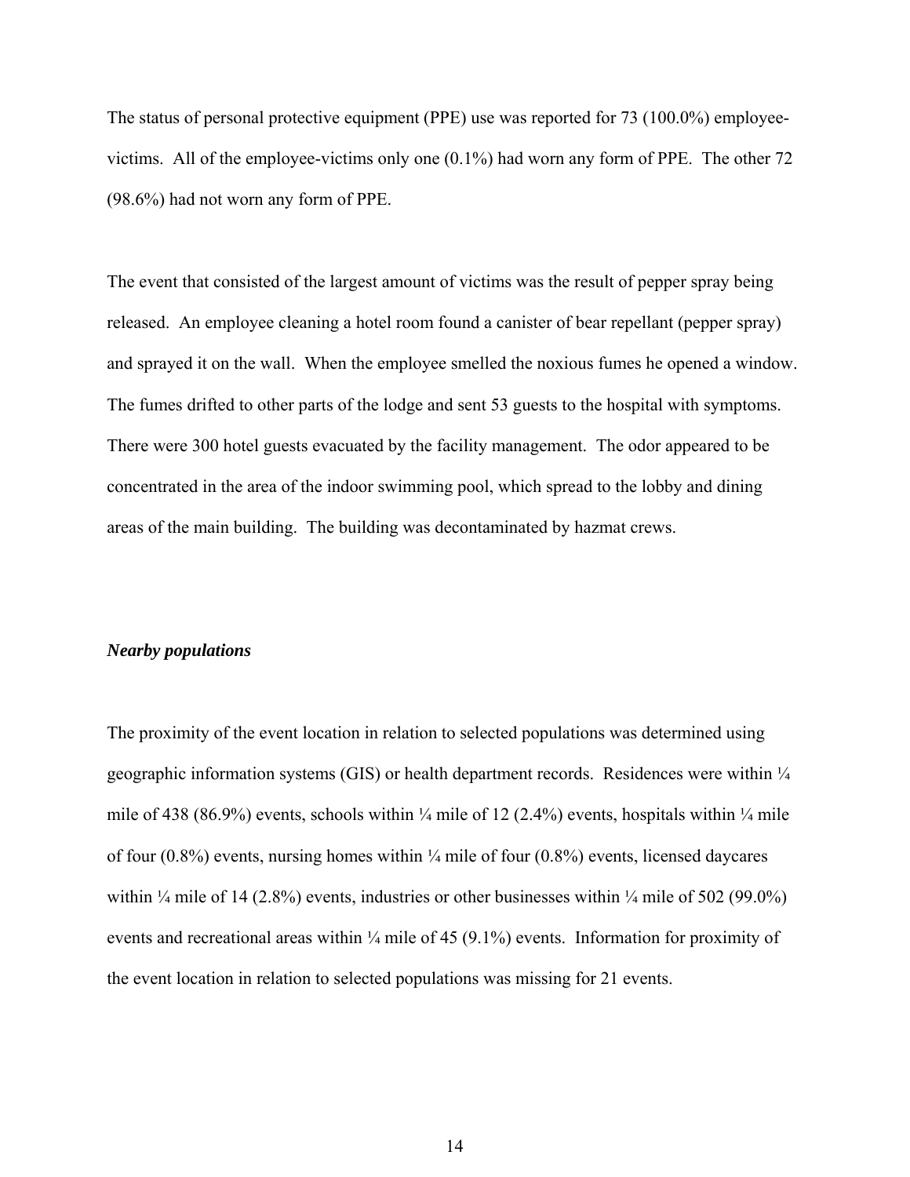The status of personal protective equipment (PPE) use was reported for 73 (100.0%) employee-victims. All of the employee-victims only one (0.1%) had worn any form of PPE. The other 72 (98.6%) had not worn any form of PPE.

The event that consisted of the largest amount of victims was the result of pepper spray being released. An employee cleaning a hotel room found a canister of bear repellant (pepper spray) and sprayed it on the wall. When the employee smelled the noxious fumes he opened a window. The fumes drifted to other parts of the lodge and sent 53 guests to the hospital with symptoms. There were 300 hotel guests evacuated by the facility management. The odor appeared to be concentrated in the area of the indoor swimming pool, which spread to the lobby and dining areas of the main building. The building was decontaminated by hazmat crews.

***Nearby populations***

The proximity of the event location in relation to selected populations was determined using geographic information systems (GIS) or health department records. Residences were within ¼ mile of 438 (86.9%) events, schools within ¼ mile of 12 (2.4%) events, hospitals within ¼ mile of four (0.8%) events, nursing homes within ¼ mile of four (0.8%) events, licensed daycares within ¼ mile of 14 (2.8%) events, industries or other businesses within ¼ mile of 502 (99.0%) events and recreational areas within ¼ mile of 45 (9.1%) events. Information for proximity of the event location in relation to selected populations was missing for 21 events.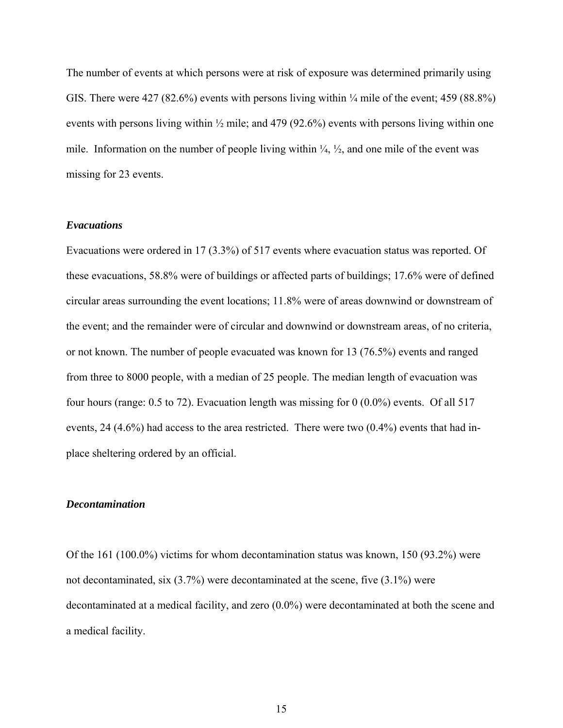The number of events at which persons were at risk of exposure was determined primarily using GIS. There were 427 (82.6%) events with persons living within ¼ mile of the event; 459 (88.8%) events with persons living within ½ mile; and 479 (92.6%) events with persons living within one mile. Information on the number of people living within ¼, ½, and one mile of the event was missing for 23 events.

### *Evacuations*

Evacuations were ordered in 17 (3.3%) of 517 events where evacuation status was reported. Of these evacuations, 58.8% were of buildings or affected parts of buildings; 17.6% were of defined circular areas surrounding the event locations; 11.8% were of areas downwind or downstream of the event; and the remainder were of circular and downwind or downstream areas, of no criteria, or not known. The number of people evacuated was known for 13 (76.5%) events and ranged from three to 8000 people, with a median of 25 people. The median length of evacuation was four hours (range: 0.5 to 72). Evacuation length was missing for 0 (0.0%) events. Of all 517 events, 24 (4.6%) had access to the area restricted. There were two (0.4%) events that had in-place sheltering ordered by an official.

### *Decontamination*

Of the 161 (100.0%) victims for whom decontamination status was known, 150 (93.2%) were not decontaminated, six (3.7%) were decontaminated at the scene, five (3.1%) were decontaminated at a medical facility, and zero (0.0%) were decontaminated at both the scene and a medical facility.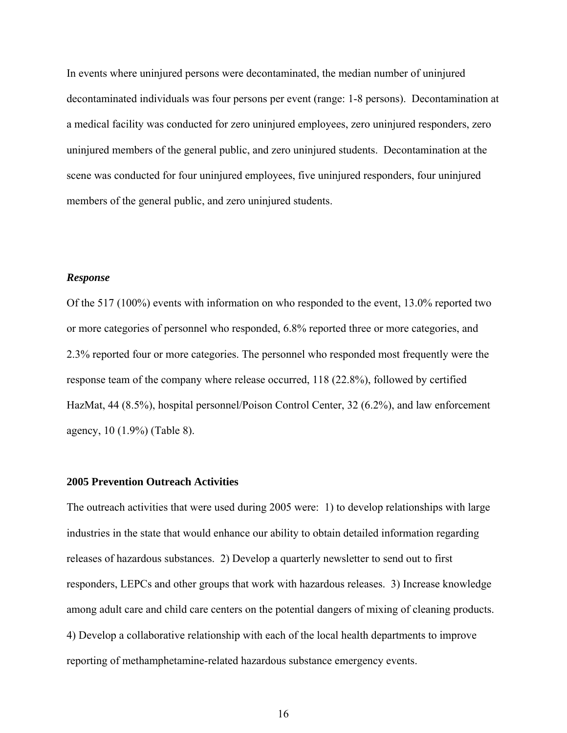In events where uninjured persons were decontaminated, the median number of uninjured decontaminated individuals was four persons per event (range: 1-8 persons). Decontamination at a medical facility was conducted for zero uninjured employees, zero uninjured responders, zero uninjured members of the general public, and zero uninjured students. Decontamination at the scene was conducted for four uninjured employees, five uninjured responders, four uninjured members of the general public, and zero uninjured students.

### *Response*

Of the 517 (100%) events with information on who responded to the event, 13.0% reported two or more categories of personnel who responded, 6.8% reported three or more categories, and 2.3% reported four or more categories. The personnel who responded most frequently were the response team of the company where release occurred, 118 (22.8%), followed by certified HazMat, 44 (8.5%), hospital personnel/Poison Control Center, 32 (6.2%), and law enforcement agency, 10 (1.9%) (Table 8).

## 2005 Prevention Outreach Activities

The outreach activities that were used during 2005 were: 1) to develop relationships with large industries in the state that would enhance our ability to obtain detailed information regarding releases of hazardous substances. 2) Develop a quarterly newsletter to send out to first responders, LEPCs and other groups that work with hazardous releases. 3) Increase knowledge among adult care and child care centers on the potential dangers of mixing of cleaning products. 4) Develop a collaborative relationship with each of the local health departments to improve reporting of methamphetamine-related hazardous substance emergency events.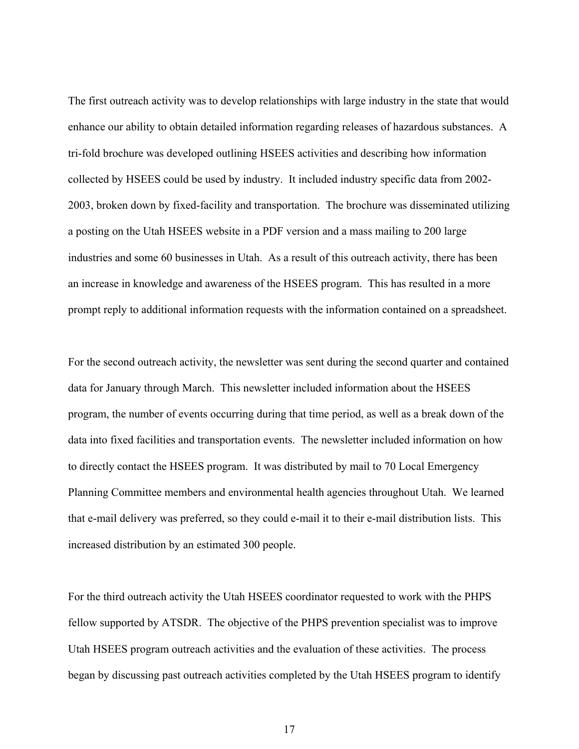The first outreach activity was to develop relationships with large industry in the state that would enhance our ability to obtain detailed information regarding releases of hazardous substances. A tri-fold brochure was developed outlining HSEES activities and describing how information collected by HSEES could be used by industry. It included industry specific data from 2002-2003, broken down by fixed-facility and transportation. The brochure was disseminated utilizing a posting on the Utah HSEES website in a PDF version and a mass mailing to 200 large industries and some 60 businesses in Utah. As a result of this outreach activity, there has been an increase in knowledge and awareness of the HSEES program. This has resulted in a more prompt reply to additional information requests with the information contained on a spreadsheet.

For the second outreach activity, the newsletter was sent during the second quarter and contained data for January through March. This newsletter included information about the HSEES program, the number of events occurring during that time period, as well as a break down of the data into fixed facilities and transportation events. The newsletter included information on how to directly contact the HSEES program. It was distributed by mail to 70 Local Emergency Planning Committee members and environmental health agencies throughout Utah. We learned that e-mail delivery was preferred, so they could e-mail it to their e-mail distribution lists. This increased distribution by an estimated 300 people.

For the third outreach activity the Utah HSEES coordinator requested to work with the PHPS fellow supported by ATSDR. The objective of the PHPS prevention specialist was to improve Utah HSEES program outreach activities and the evaluation of these activities. The process began by discussing past outreach activities completed by the Utah HSEES program to identify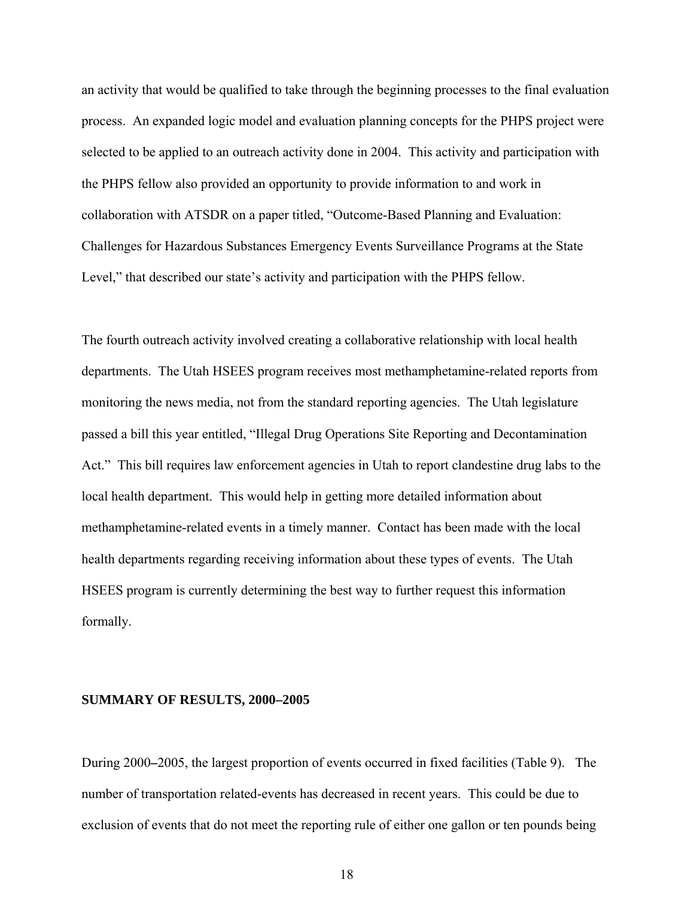an activity that would be qualified to take through the beginning processes to the final evaluation process. An expanded logic model and evaluation planning concepts for the PHPS project were selected to be applied to an outreach activity done in 2004. This activity and participation with the PHPS fellow also provided an opportunity to provide information to and work in collaboration with ATSDR on a paper titled, "Outcome-Based Planning and Evaluation: Challenges for Hazardous Substances Emergency Events Surveillance Programs at the State Level," that described our state's activity and participation with the PHPS fellow.

The fourth outreach activity involved creating a collaborative relationship with local health departments. The Utah HSEES program receives most methamphetamine-related reports from monitoring the news media, not from the standard reporting agencies. The Utah legislature passed a bill this year entitled, "Illegal Drug Operations Site Reporting and Decontamination Act." This bill requires law enforcement agencies in Utah to report clandestine drug labs to the local health department. This would help in getting more detailed information about methamphetamine-related events in a timely manner. Contact has been made with the local health departments regarding receiving information about these types of events. The Utah HSEES program is currently determining the best way to further request this information formally.

## SUMMARY OF RESULTS, 2000–2005

During 2000–2005, the largest proportion of events occurred in fixed facilities (Table 9). The number of transportation related-events has decreased in recent years. This could be due to exclusion of events that do not meet the reporting rule of either one gallon or ten pounds being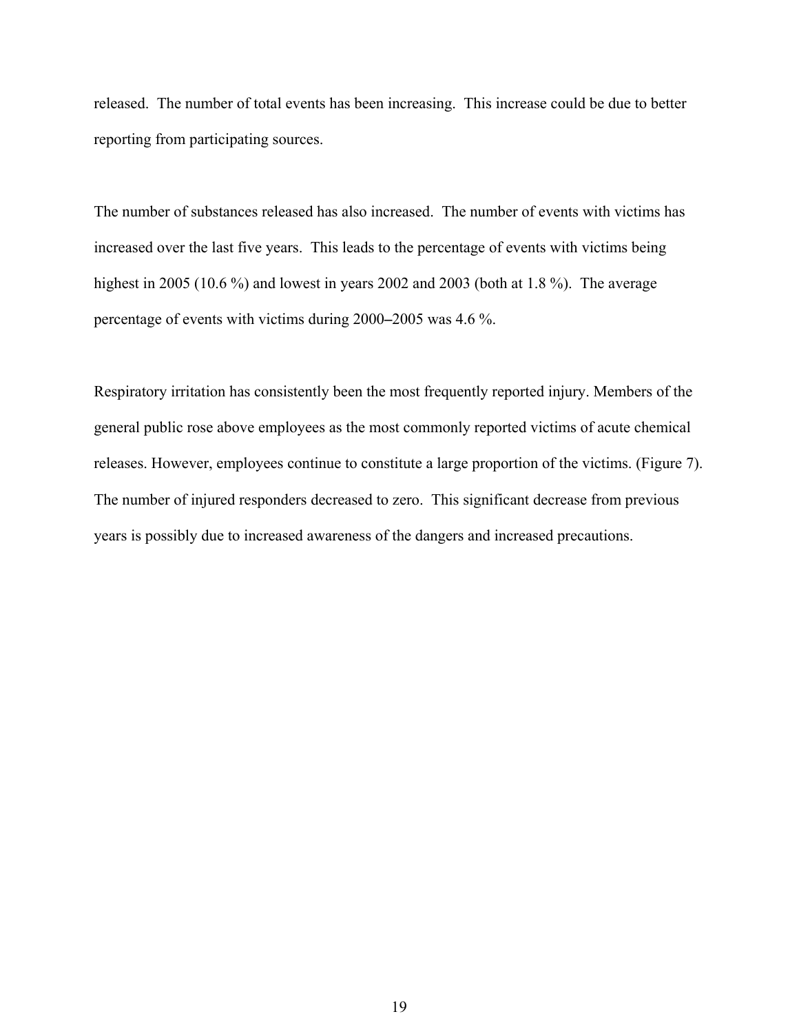released. The number of total events has been increasing. This increase could be due to better reporting from participating sources.

The number of substances released has also increased. The number of events with victims has increased over the last five years. This leads to the percentage of events with victims being highest in 2005 (10.6 %) and lowest in years 2002 and 2003 (both at 1.8 %). The average percentage of events with victims during 2000–2005 was 4.6 %.

Respiratory irritation has consistently been the most frequently reported injury. Members of the general public rose above employees as the most commonly reported victims of acute chemical releases. However, employees continue to constitute a large proportion of the victims. (Figure 7). The number of injured responders decreased to zero. This significant decrease from previous years is possibly due to increased awareness of the dangers and increased precautions.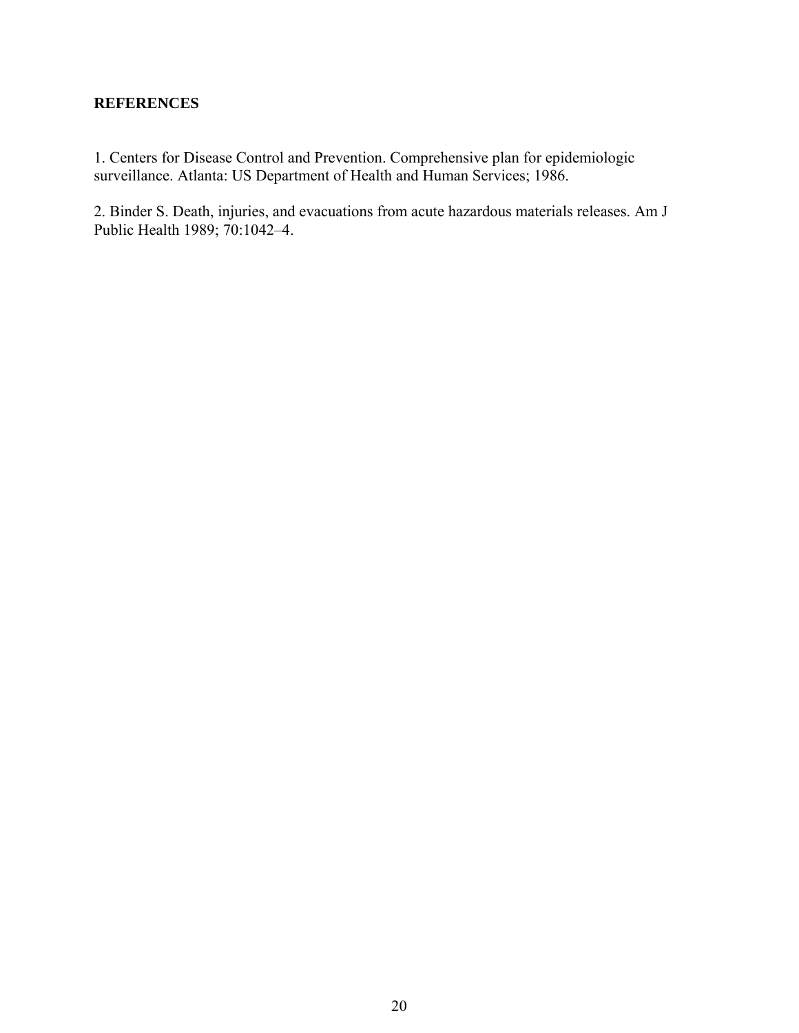## REFERENCES

1. Centers for Disease Control and Prevention. Comprehensive plan for epidemiologic surveillance. Atlanta: US Department of Health and Human Services; 1986.

2. Binder S. Death, injuries, and evacuations from acute hazardous materials releases. Am J Public Health 1989; 70:1042–4.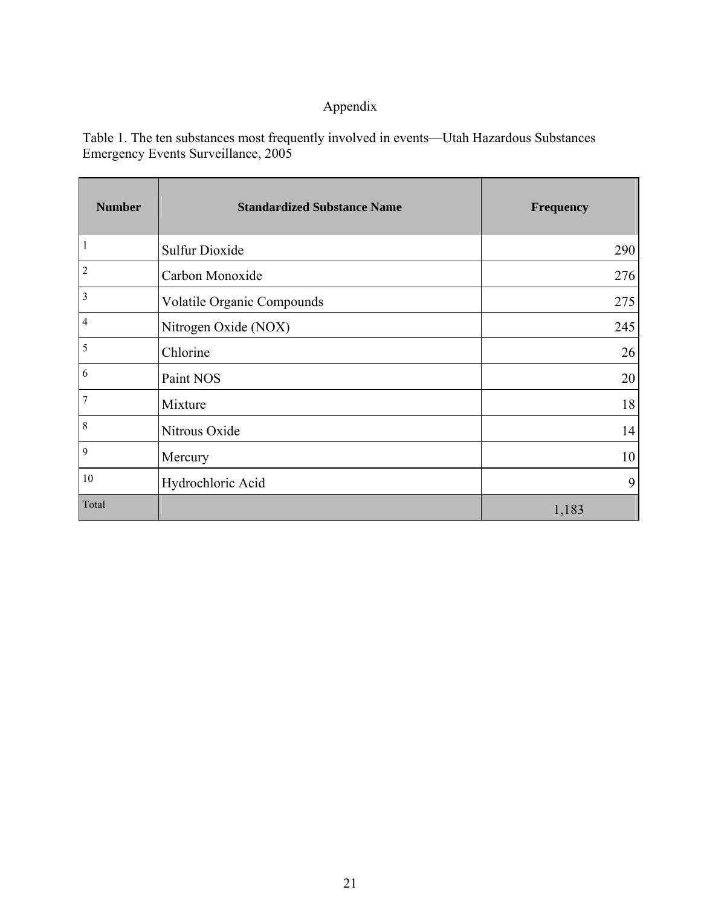# Appendix

Table 1. The ten substances most frequently involved in events—Utah Hazardous Substances Emergency Events Surveillance, 2005

| Number | Standardized Substance Name | Frequency |
|---|---|---|
| 1 | Sulfur Dioxide | 290 |
| 2 | Carbon Monoxide | 276 |
| 3 | Volatile Organic Compounds | 275 |
| 4 | Nitrogen Oxide (NOX) | 245 |
| 5 | Chlorine | 26 |
| 6 | Paint NOS | 20 |
| 7 | Mixture | 18 |
| 8 | Nitrous Oxide | 14 |
| 9 | Mercury | 10 |
| 10 | Hydrochloric Acid | 9 |
| Total | | 1,183 |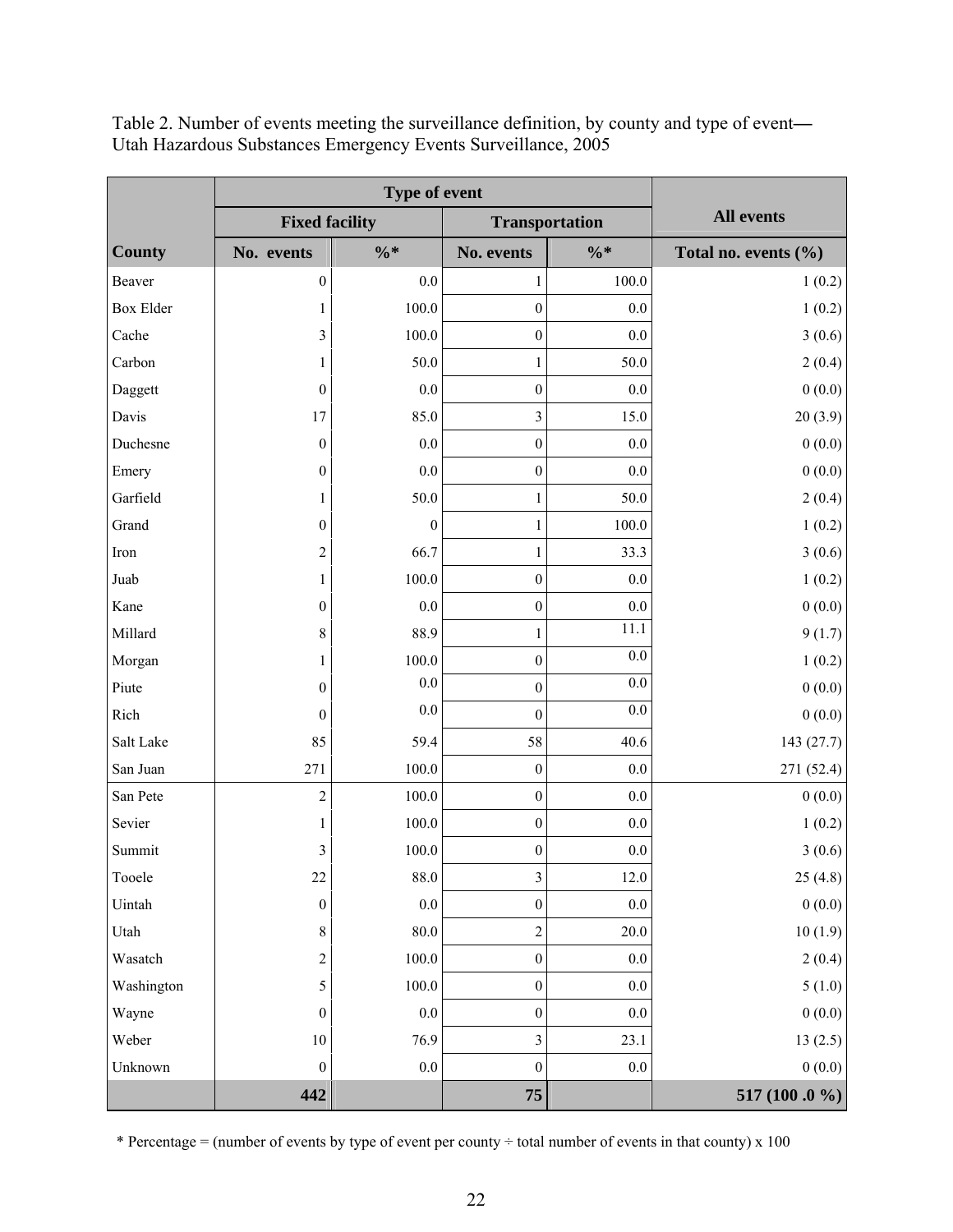Table 2. Number of events meeting the surveillance definition, by county and type of event— Utah Hazardous Substances Emergency Events Surveillance, 2005

| | Type of event | | | | All events |
|---|---|---|---|---|---|
| | Fixed facility | | Transportation | | |
| County | No. events | %* | No. events | %* | Total no. events (%) |
| Beaver | 0 | 0.0 | 1 | 100.0 | 1 (0.2) |
| Box Elder | 1 | 100.0 | 0 | 0.0 | 1 (0.2) |
| Cache | 3 | 100.0 | 0 | 0.0 | 3 (0.6) |
| Carbon | 1 | 50.0 | 1 | 50.0 | 2 (0.4) |
| Daggett | 0 | 0.0 | 0 | 0.0 | 0 (0.0) |
| Davis | 17 | 85.0 | 3 | 15.0 | 20 (3.9) |
| Duchesne | 0 | 0.0 | 0 | 0.0 | 0 (0.0) |
| Emery | 0 | 0.0 | 0 | 0.0 | 0 (0.0) |
| Garfield | 1 | 50.0 | 1 | 50.0 | 2 (0.4) |
| Grand | 0 | 0 | 1 | 100.0 | 1 (0.2) |
| Iron | 2 | 66.7 | 1 | 33.3 | 3 (0.6) |
| Juab | 1 | 100.0 | 0 | 0.0 | 1 (0.2) |
| Kane | 0 | 0.0 | 0 | 0.0 | 0 (0.0) |
| Millard | 8 | 88.9 | 1 | 11.1 | 9 (1.7) |
| Morgan | 1 | 100.0 | 0 | 0.0 | 1 (0.2) |
| Piute | 0 | 0.0 | 0 | 0.0 | 0 (0.0) |
| Rich | 0 | 0.0 | 0 | 0.0 | 0 (0.0) |
| Salt Lake | 85 | 59.4 | 58 | 40.6 | 143 (27.7) |
| San Juan | 271 | 100.0 | 0 | 0.0 | 271 (52.4) |
| San Pete | 2 | 100.0 | 0 | 0.0 | 0 (0.0) |
| Sevier | 1 | 100.0 | 0 | 0.0 | 1 (0.2) |
| Summit | 3 | 100.0 | 0 | 0.0 | 3 (0.6) |
| Tooele | 22 | 88.0 | 3 | 12.0 | 25 (4.8) |
| Uintah | 0 | 0.0 | 0 | 0.0 | 0 (0.0) |
| Utah | 8 | 80.0 | 2 | 20.0 | 10 (1.9) |
| Wasatch | 2 | 100.0 | 0 | 0.0 | 2 (0.4) |
| Washington | 5 | 100.0 | 0 | 0.0 | 5 (1.0) |
| Wayne | 0 | 0.0 | 0 | 0.0 | 0 (0.0) |
| Weber | 10 | 76.9 | 3 | 23.1 | 13 (2.5) |
| Unknown | 0 | 0.0 | 0 | 0.0 | 0 (0.0) |
| | **442** | | **75** | | **517 (100 .0 %)** |

\* Percentage = (number of events by type of event per county ÷ total number of events in that county) x 100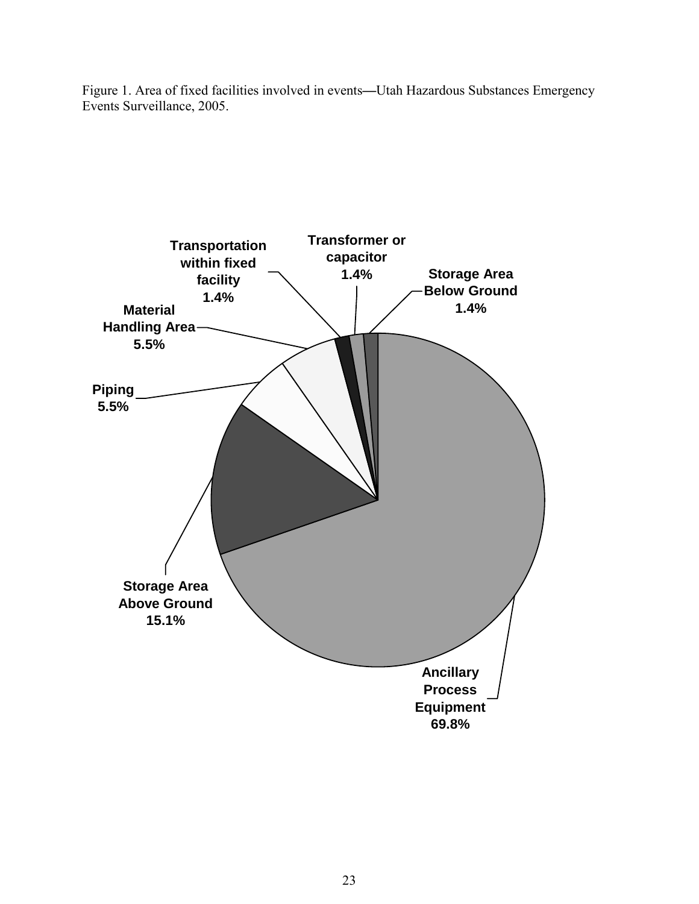Figure 1. Area of fixed facilities involved in events—Utah Hazardous Substances Emergency Events Surveillance, 2005.

Transportation within fixed facility 1.4%

Transformer or capacitor 1.4%

Storage Area Below Ground 1.4%

Material Handling Area 5.5%

Piping 5.5%

Storage Area Above Ground 15.1%

Ancillary Process Equipment 69.8%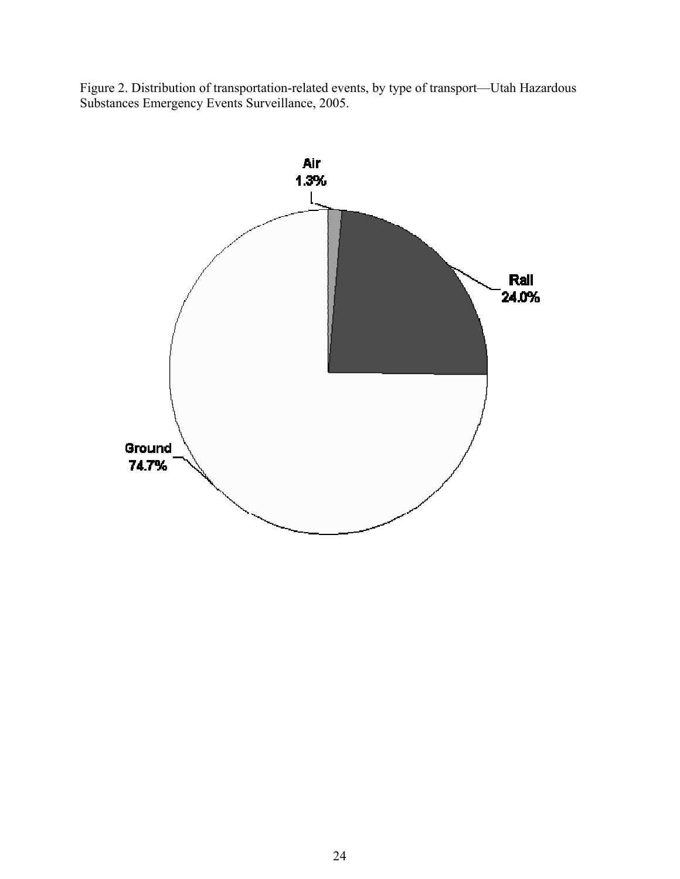Figure 2. Distribution of transportation-related events, by type of transport—Utah Hazardous Substances Emergency Events Surveillance, 2005.

Air
1.3%

Rail
24.0%

Ground
74.7%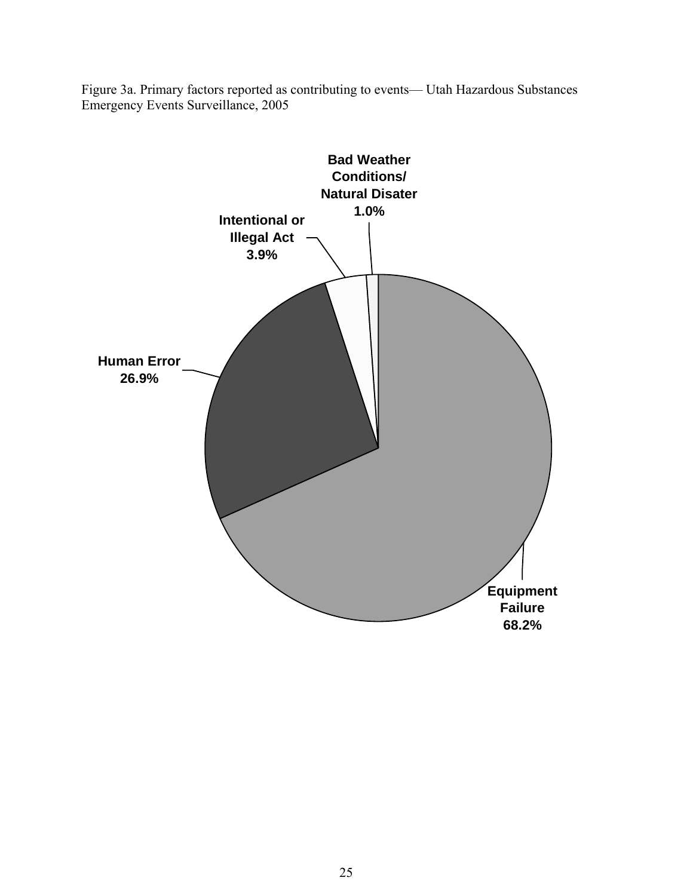Figure 3a. Primary factors reported as contributing to events— Utah Hazardous Substances Emergency Events Surveillance, 2005

Bad Weather Conditions/ Natural Disater 1.0%

Intentional or Illegal Act 3.9%

Human Error 26.9%

Equipment Failure 68.2%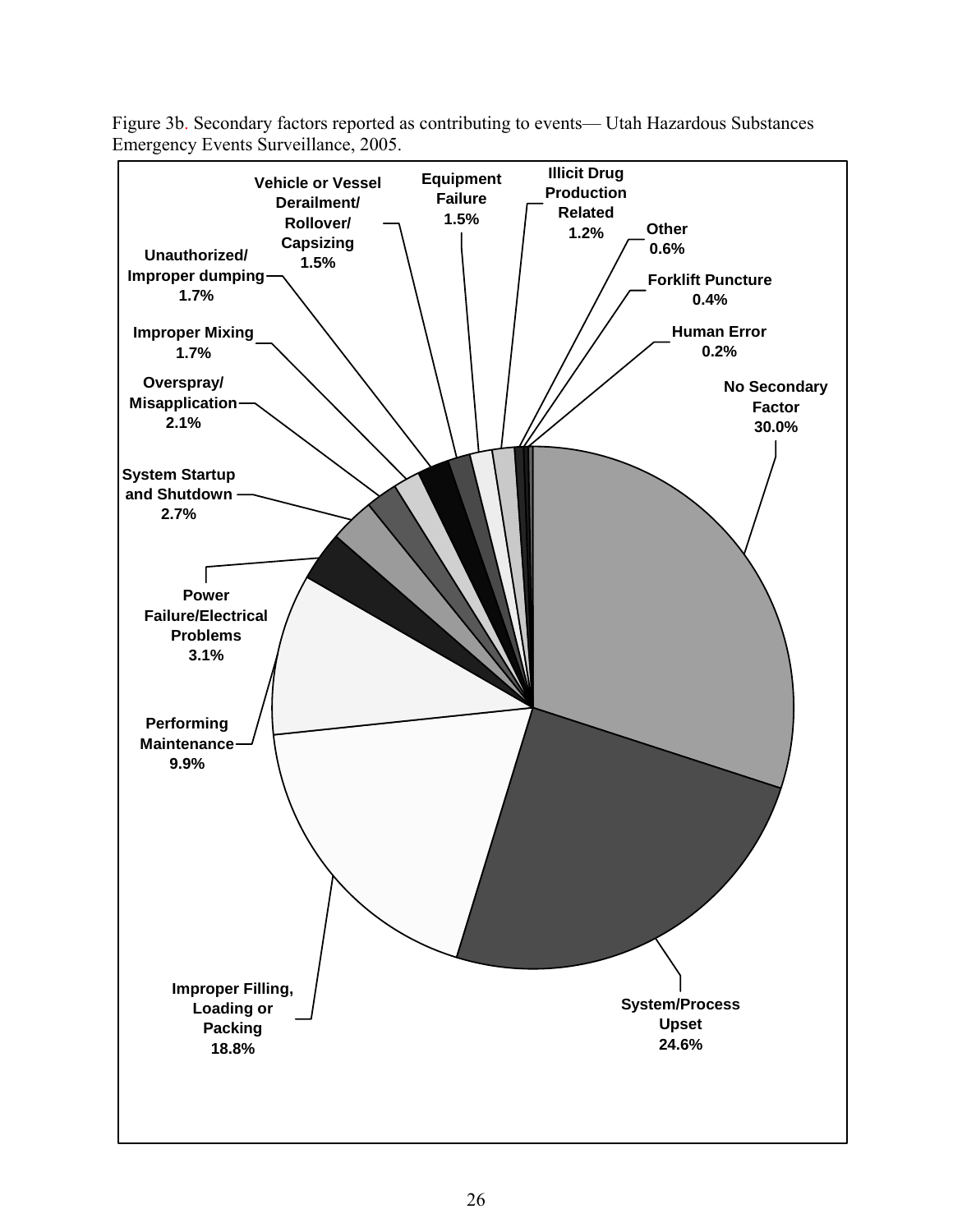Figure 3b. Secondary factors reported as contributing to events— Utah Hazardous Substances Emergency Events Surveillance, 2005.

| Secondary Factor | Percent |
| --- | --- |
| No Secondary Factor | 30.0% |
| System/Process Upset | 24.6% |
| Improper Filling, Loading or Packing | 18.8% |
| Performing Maintenance | 9.9% |
| Power Failure/Electrical Problems | 3.1% |
| System Startup and Shutdown | 2.7% |
| Overspray/ Misapplication | 2.1% |
| Improper Mixing | 1.7% |
| Unauthorized/ Improper dumping | 1.7% |
| Vehicle or Vessel Derailment/ Rollover/ Capsizing | 1.5% |
| Equipment Failure | 1.5% |
| Illicit Drug Production Related | 1.2% |
| Other | 0.6% |
| Forklift Puncture | 0.4% |
| Human Error | 0.2% |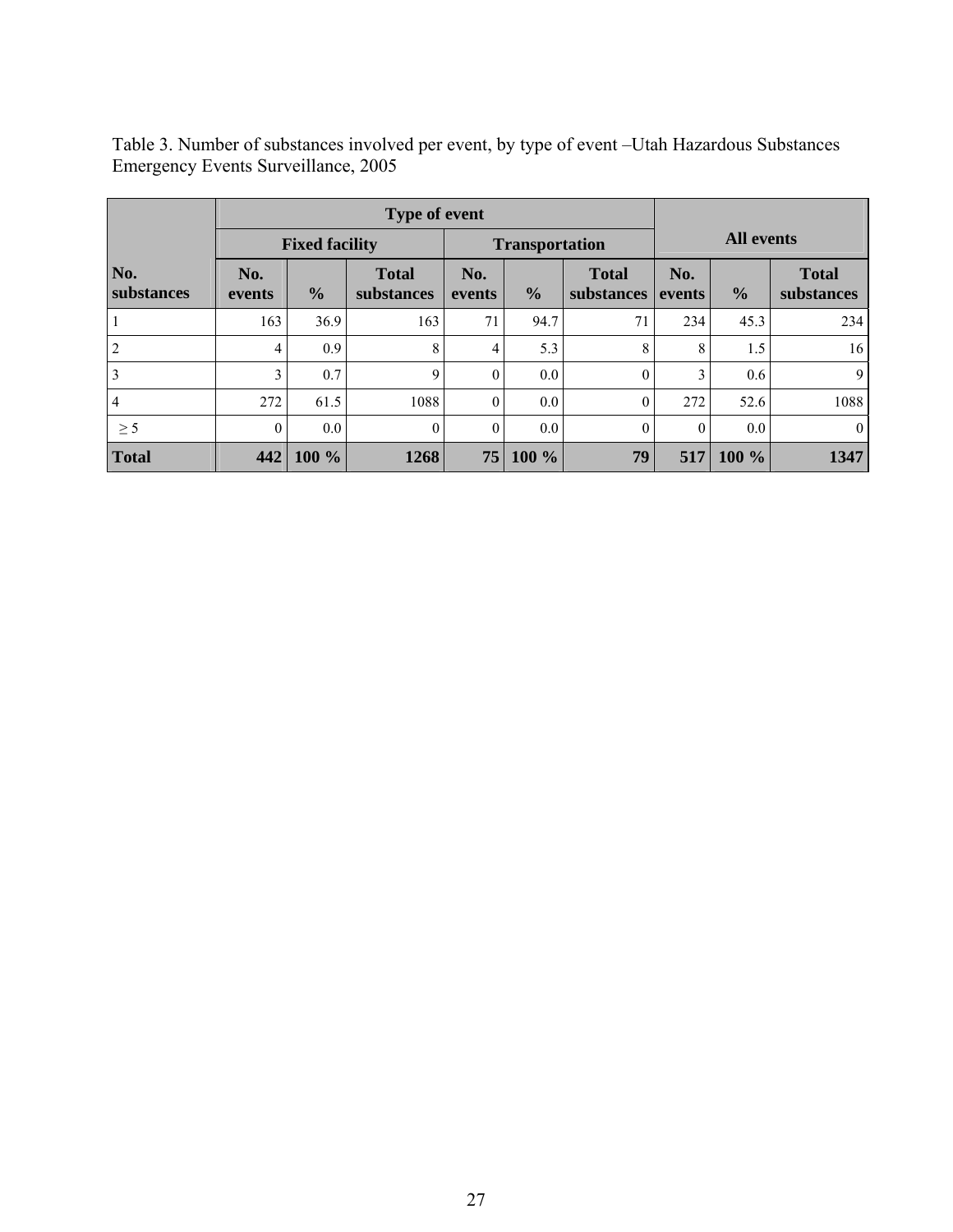Table 3. Number of substances involved per event, by type of event –Utah Hazardous Substances Emergency Events Surveillance, 2005

| | Type of event | | | | | | All events | | |
|---|---|---|---|---|---|---|---|---|---|
| | Fixed facility | | | Transportation | | | | | |
| No. substances | No. events | % | Total substances | No. events | % | Total substances | No. events | % | Total substances |
| 1 | 163 | 36.9 | 163 | 71 | 94.7 | 71 | 234 | 45.3 | 234 |
| 2 | 4 | 0.9 | 8 | 4 | 5.3 | 8 | 8 | 1.5 | 16 |
| 3 | 3 | 0.7 | 9 | 0 | 0.0 | 0 | 3 | 0.6 | 9 |
| 4 | 272 | 61.5 | 1088 | 0 | 0.0 | 0 | 272 | 52.6 | 1088 |
| ≥ 5 | 0 | 0.0 | 0 | 0 | 0.0 | 0 | 0 | 0.0 | 0 |
| **Total** | **442** | **100 %** | **1268** | **75** | **100 %** | **79** | **517** | **100 %** | **1347** |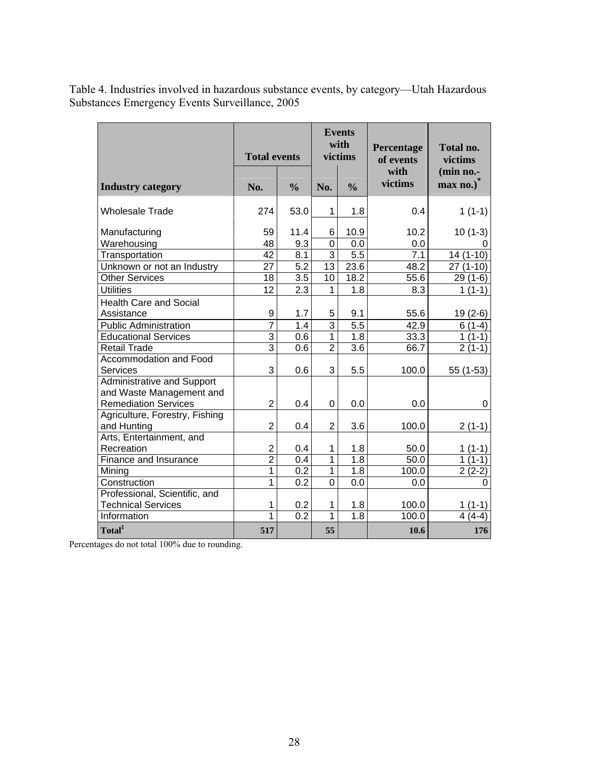Table 4. Industries involved in hazardous substance events, by category—Utah Hazardous Substances Emergency Events Surveillance, 2005

| Industry category | Total events | | Events with victims | | Percentage of events with victims | Total no. victims (min no.-max no.)* |
|---|---|---|---|---|---|---|
| | No. | % | No. | % | | |
| Wholesale Trade | 274 | 53.0 | 1 | 1.8 | 0.4 | 1 (1-1) |
| Manufacturing | 59 | 11.4 | 6 | 10.9 | 10.2 | 10 (1-3) |
| Warehousing | 48 | 9.3 | 0 | 0.0 | 0.0 | 0 |
| Transportation | 42 | 8.1 | 3 | 5.5 | 7.1 | 14 (1-10) |
| Unknown or not an Industry | 27 | 5.2 | 13 | 23.6 | 48.2 | 27 (1-10) |
| Other Services | 18 | 3.5 | 10 | 18.2 | 55.6 | 29 (1-6) |
| Utilities | 12 | 2.3 | 1 | 1.8 | 8.3 | 1 (1-1) |
| Health Care and Social Assistance | 9 | 1.7 | 5 | 9.1 | 55.6 | 19 (2-6) |
| Public Administration | 7 | 1.4 | 3 | 5.5 | 42.9 | 6 (1-4) |
| Educational Services | 3 | 0.6 | 1 | 1.8 | 33.3 | 1 (1-1) |
| Retail Trade | 3 | 0.6 | 2 | 3.6 | 66.7 | 2 (1-1) |
| Accommodation and Food Services | 3 | 0.6 | 3 | 5.5 | 100.0 | 55 (1-53) |
| Administrative and Support and Waste Management and Remediation Services | 2 | 0.4 | 0 | 0.0 | 0.0 | 0 |
| Agriculture, Forestry, Fishing and Hunting | 2 | 0.4 | 2 | 3.6 | 100.0 | 2 (1-1) |
| Arts, Entertainment, and Recreation | 2 | 0.4 | 1 | 1.8 | 50.0 | 1 (1-1) |
| Finance and Insurance | 2 | 0.4 | 1 | 1.8 | 50.0 | 1 (1-1) |
| Mining | 1 | 0.2 | 1 | 1.8 | 100.0 | 2 (2-2) |
| Construction | 1 | 0.2 | 0 | 0.0 | 0.0 | 0 |
| Professional, Scientific, and Technical Services | 1 | 0.2 | 1 | 1.8 | 100.0 | 1 (1-1) |
| Information | 1 | 0.2 | 1 | 1.8 | 100.0 | 4 (4-4) |
| **Total‡** | **517** | | **55** | | **10.6** | **176** |

Percentages do not total 100% due to rounding.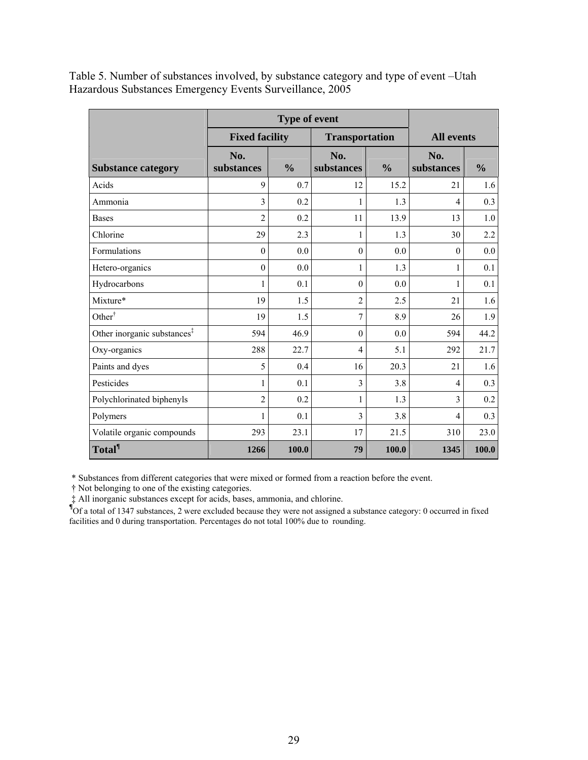Table 5. Number of substances involved, by substance category and type of event –Utah Hazardous Substances Emergency Events Surveillance, 2005

| | Type of event | | | | | |
|---|---|---|---|---|---|---|
| | Fixed facility | | Transportation | | All events | |
| Substance category | No. substances | % | No. substances | % | No. substances | % |
| Acids | 9 | 0.7 | 12 | 15.2 | 21 | 1.6 |
| Ammonia | 3 | 0.2 | 1 | 1.3 | 4 | 0.3 |
| Bases | 2 | 0.2 | 11 | 13.9 | 13 | 1.0 |
| Chlorine | 29 | 2.3 | 1 | 1.3 | 30 | 2.2 |
| Formulations | 0 | 0.0 | 0 | 0.0 | 0 | 0.0 |
| Hetero-organics | 0 | 0.0 | 1 | 1.3 | 1 | 0.1 |
| Hydrocarbons | 1 | 0.1 | 0 | 0.0 | 1 | 0.1 |
| Mixture* | 19 | 1.5 | 2 | 2.5 | 21 | 1.6 |
| Other† | 19 | 1.5 | 7 | 8.9 | 26 | 1.9 |
| Other inorganic substances‡ | 594 | 46.9 | 0 | 0.0 | 594 | 44.2 |
| Oxy-organics | 288 | 22.7 | 4 | 5.1 | 292 | 21.7 |
| Paints and dyes | 5 | 0.4 | 16 | 20.3 | 21 | 1.6 |
| Pesticides | 1 | 0.1 | 3 | 3.8 | 4 | 0.3 |
| Polychlorinated biphenyls | 2 | 0.2 | 1 | 1.3 | 3 | 0.2 |
| Polymers | 1 | 0.1 | 3 | 3.8 | 4 | 0.3 |
| Volatile organic compounds | 293 | 23.1 | 17 | 21.5 | 310 | 23.0 |
| **Total¶** | **1266** | **100.0** | **79** | **100.0** | **1345** | **100.0** |

\* Substances from different categories that were mixed or formed from a reaction before the event.

† Not belonging to one of the existing categories.

‡ All inorganic substances except for acids, bases, ammonia, and chlorine.

¶Of a total of 1347 substances, 2 were excluded because they were not assigned a substance category: 0 occurred in fixed facilities and 0 during transportation. Percentages do not total 100% due to rounding.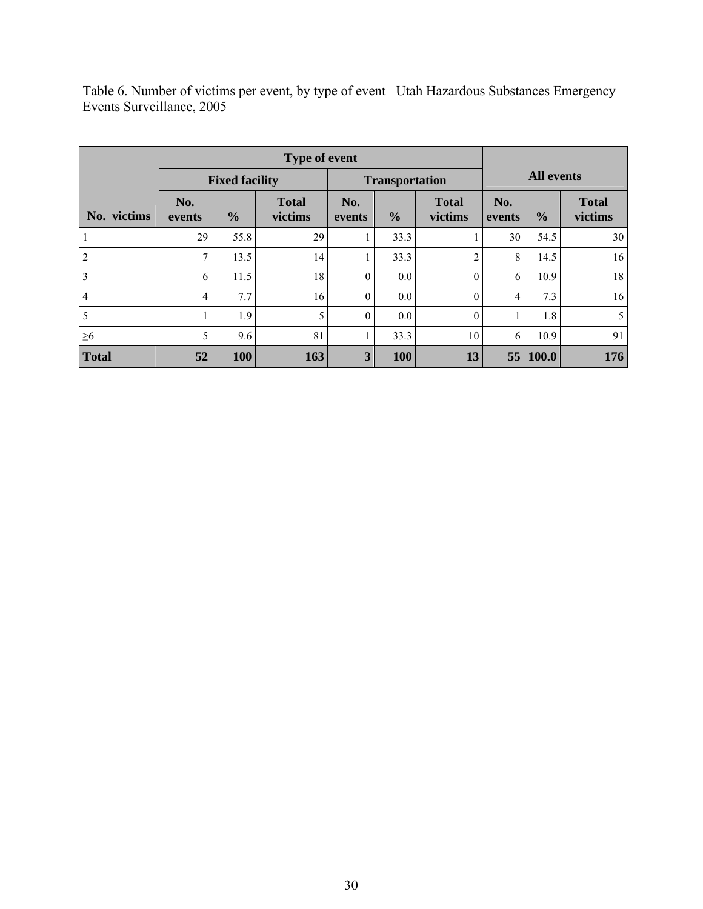Table 6. Number of victims per event, by type of event –Utah Hazardous Substances Emergency Events Surveillance, 2005

| | Type of event | | | | | | All events | | |
|---|---|---|---|---|---|---|---|---|---|
| | Fixed facility | | | Transportation | | | | | |
| No. victims | No. events | % | Total victims | No. events | % | Total victims | No. events | % | Total victims |
| 1 | 29 | 55.8 | 29 | 1 | 33.3 | 1 | 30 | 54.5 | 30 |
| 2 | 7 | 13.5 | 14 | 1 | 33.3 | 2 | 8 | 14.5 | 16 |
| 3 | 6 | 11.5 | 18 | 0 | 0.0 | 0 | 6 | 10.9 | 18 |
| 4 | 4 | 7.7 | 16 | 0 | 0.0 | 0 | 4 | 7.3 | 16 |
| 5 | 1 | 1.9 | 5 | 0 | 0.0 | 0 | 1 | 1.8 | 5 |
| ≥6 | 5 | 9.6 | 81 | 1 | 33.3 | 10 | 6 | 10.9 | 91 |
| **Total** | **52** | **100** | **163** | **3** | **100** | **13** | **55** | **100.0** | **176** |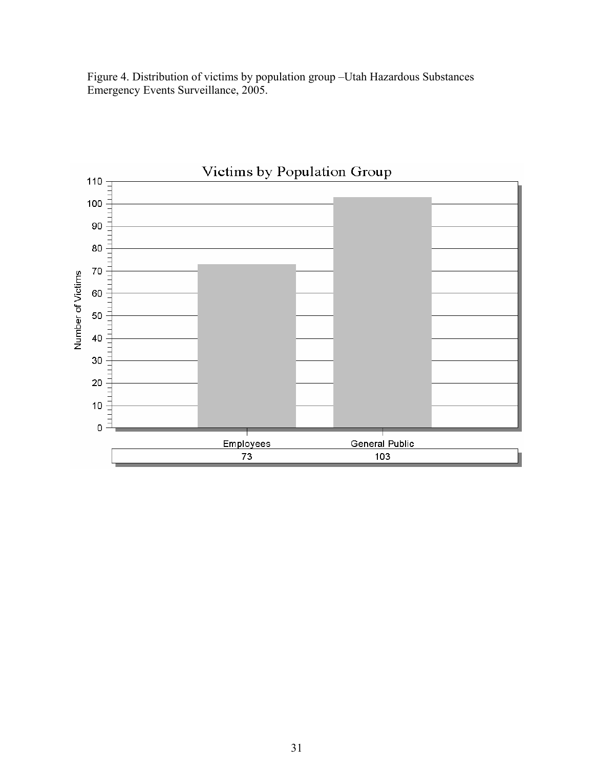Figure 4. Distribution of victims by population group –Utah Hazardous Substances Emergency Events Surveillance, 2005.

Victims by Population Group

| Employees | General Public |
|---|---|
| 73 | 103 |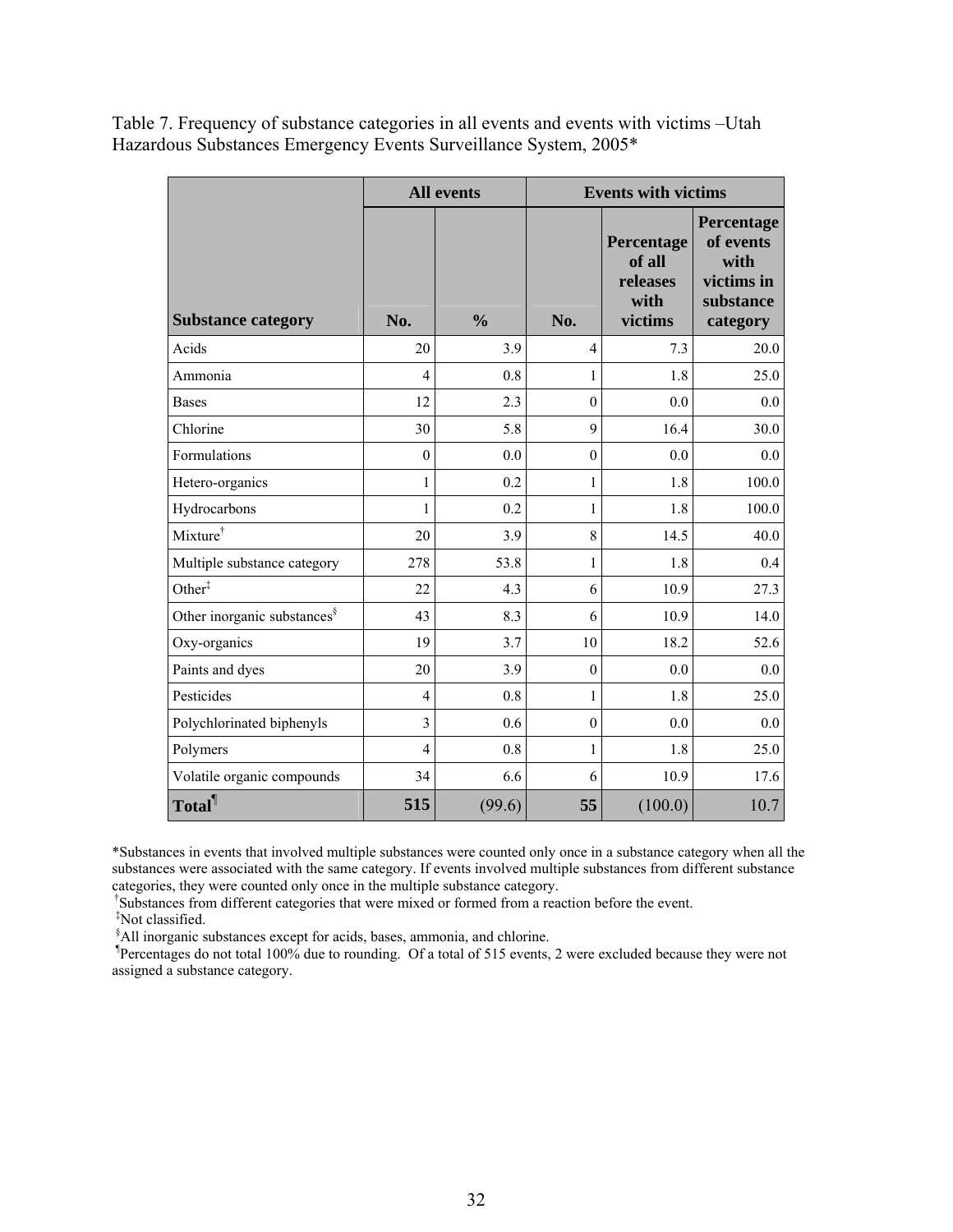Table 7. Frequency of substance categories in all events and events with victims –Utah Hazardous Substances Emergency Events Surveillance System, 2005*

| | All events | | Events with victims | | |
|---|---|---|---|---|---|
| **Substance category** | **No.** | **%** | **No.** | **Percentage of all releases with victims** | **Percentage of events with victims in substance category** |
| Acids | 20 | 3.9 | 4 | 7.3 | 20.0 |
| Ammonia | 4 | 0.8 | 1 | 1.8 | 25.0 |
| Bases | 12 | 2.3 | 0 | 0.0 | 0.0 |
| Chlorine | 30 | 5.8 | 9 | 16.4 | 30.0 |
| Formulations | 0 | 0.0 | 0 | 0.0 | 0.0 |
| Hetero-organics | 1 | 0.2 | 1 | 1.8 | 100.0 |
| Hydrocarbons | 1 | 0.2 | 1 | 1.8 | 100.0 |
| Mixture[†] | 20 | 3.9 | 8 | 14.5 | 40.0 |
| Multiple substance category | 278 | 53.8 | 1 | 1.8 | 0.4 |
| Other[‡] | 22 | 4.3 | 6 | 10.9 | 27.3 |
| Other inorganic substances[§] | 43 | 8.3 | 6 | 10.9 | 14.0 |
| Oxy-organics | 19 | 3.7 | 10 | 18.2 | 52.6 |
| Paints and dyes | 20 | 3.9 | 0 | 0.0 | 0.0 |
| Pesticides | 4 | 0.8 | 1 | 1.8 | 25.0 |
| Polychlorinated biphenyls | 3 | 0.6 | 0 | 0.0 | 0.0 |
| Polymers | 4 | 0.8 | 1 | 1.8 | 25.0 |
| Volatile organic compounds | 34 | 6.6 | 6 | 10.9 | 17.6 |
| **Total[¶]** | **515** | (99.6) | **55** | (100.0) | 10.7 |

*Substances in events that involved multiple substances were counted only once in a substance category when all the substances were associated with the same category. If events involved multiple substances from different substance categories, they were counted only once in the multiple substance category.

[†]Substances from different categories that were mixed or formed from a reaction before the event.

[‡]Not classified.

[§]All inorganic substances except for acids, bases, ammonia, and chlorine.

[¶]Percentages do not total 100% due to rounding. Of a total of 515 events, 2 were excluded because they were not assigned a substance category.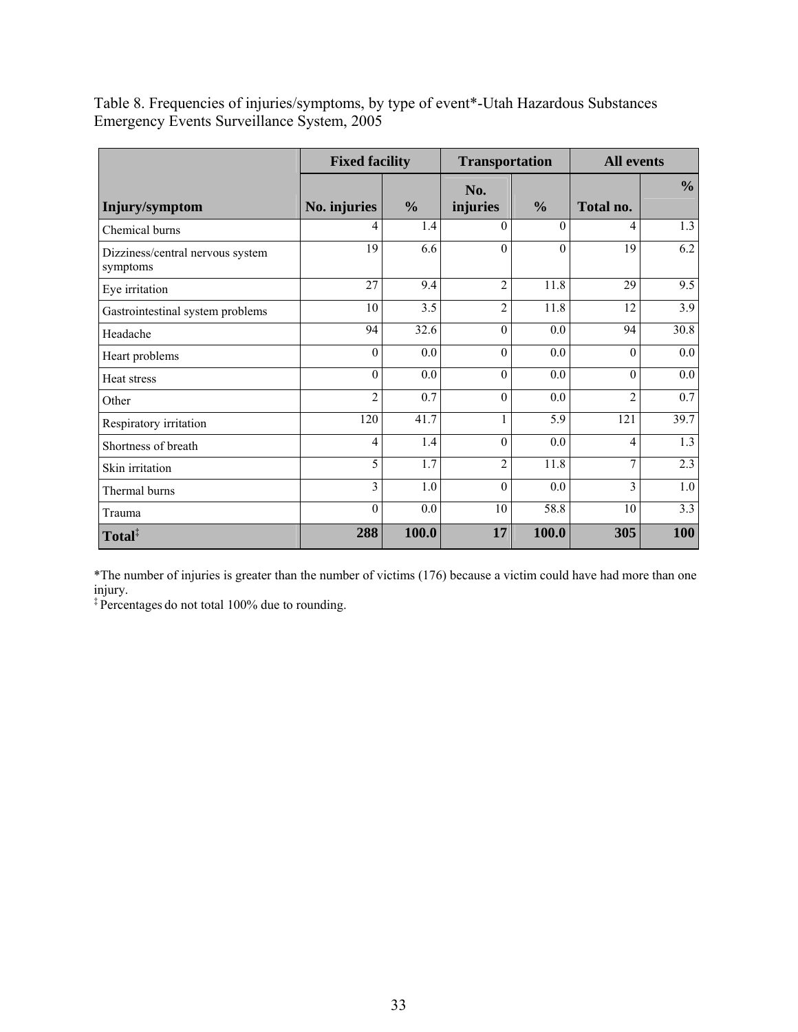Table 8. Frequencies of injuries/symptoms, by type of event*-Utah Hazardous Substances Emergency Events Surveillance System, 2005

| | Fixed facility | | Transportation | | All events | |
|---|---|---|---|---|---|---|
| **Injury/symptom** | **No. injuries** | **%** | **No. injuries** | **%** | **Total no.** | **%** |
| Chemical burns | 4 | 1.4 | 0 | 0 | 4 | 1.3 |
| Dizziness/central nervous system symptoms | 19 | 6.6 | 0 | 0 | 19 | 6.2 |
| Eye irritation | 27 | 9.4 | 2 | 11.8 | 29 | 9.5 |
| Gastrointestinal system problems | 10 | 3.5 | 2 | 11.8 | 12 | 3.9 |
| Headache | 94 | 32.6 | 0 | 0.0 | 94 | 30.8 |
| Heart problems | 0 | 0.0 | 0 | 0.0 | 0 | 0.0 |
| Heat stress | 0 | 0.0 | 0 | 0.0 | 0 | 0.0 |
| Other | 2 | 0.7 | 0 | 0.0 | 2 | 0.7 |
| Respiratory irritation | 120 | 41.7 | 1 | 5.9 | 121 | 39.7 |
| Shortness of breath | 4 | 1.4 | 0 | 0.0 | 4 | 1.3 |
| Skin irritation | 5 | 1.7 | 2 | 11.8 | 7 | 2.3 |
| Thermal burns | 3 | 1.0 | 0 | 0.0 | 3 | 1.0 |
| Trauma | 0 | 0.0 | 10 | 58.8 | 10 | 3.3 |
| **Total**‡ | **288** | **100.0** | **17** | **100.0** | **305** | **100** |

*The number of injuries is greater than the number of victims (176) because a victim could have had more than one injury.

‡ Percentages do not total 100% due to rounding.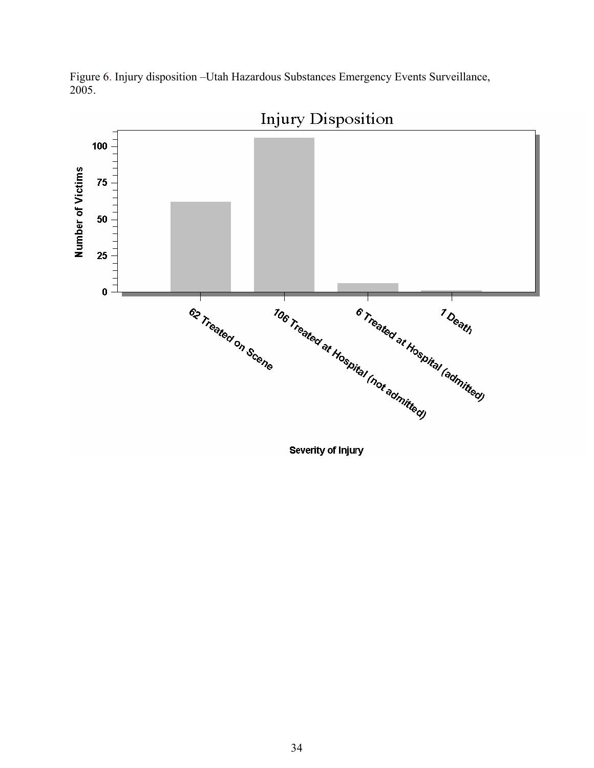Figure 6. Injury disposition –Utah Hazardous Substances Emergency Events Surveillance, 2005.

**Injury Disposition**

| Severity of Injury | Number of Victims |
| --- | --- |
| 62 Treated on Scene | 62 |
| 106 Treated at Hospital (not admitted) | 106 |
| 6 Treated at Hospital (admitted) | 6 |
| 1 Death | 1 |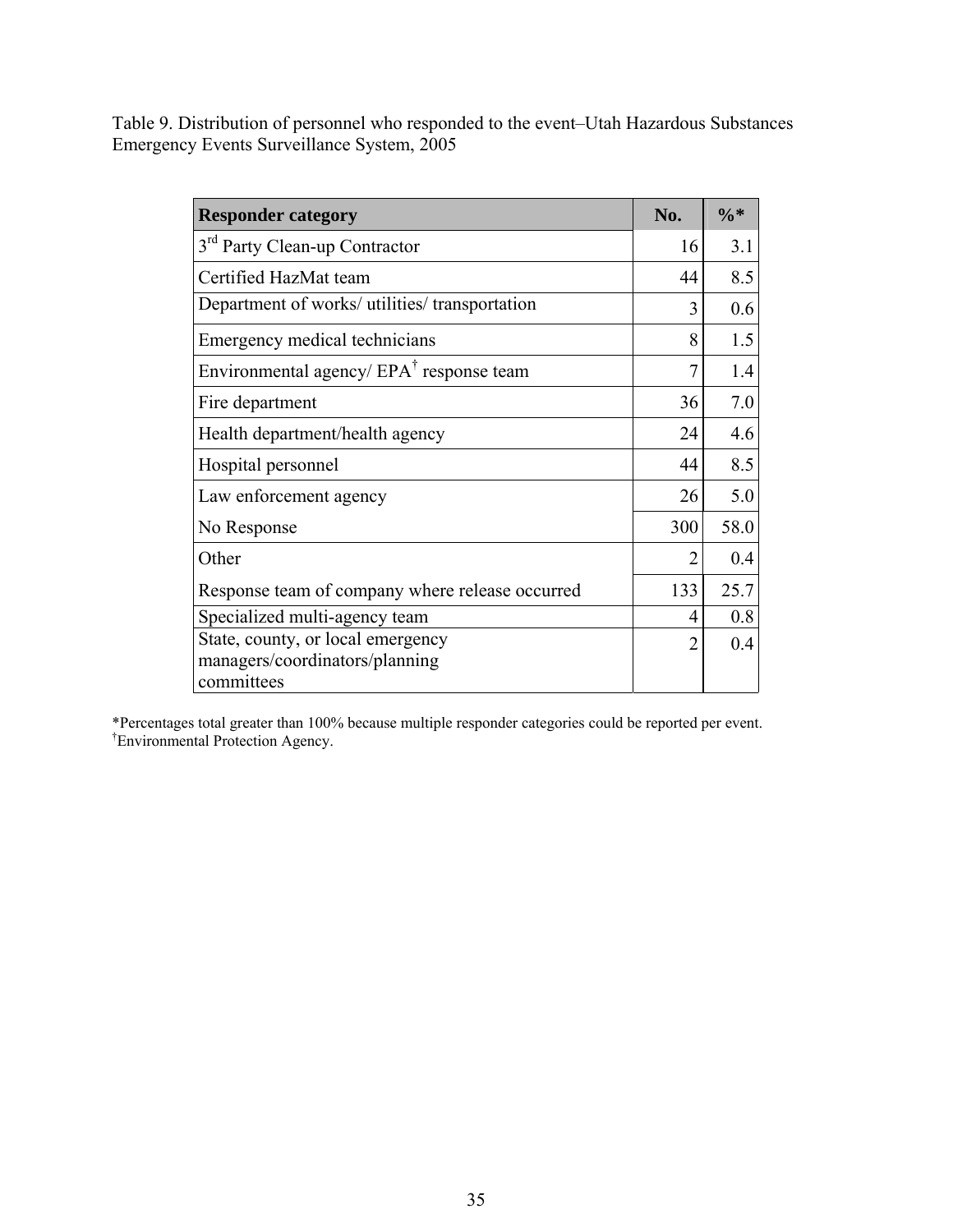Table 9. Distribution of personnel who responded to the event–Utah Hazardous Substances Emergency Events Surveillance System, 2005

| Responder category | No. | %* |
|---|---|---|
| 3rd Party Clean-up Contractor | 16 | 3.1 |
| Certified HazMat team | 44 | 8.5 |
| Department of works/ utilities/ transportation | 3 | 0.6 |
| Emergency medical technicians | 8 | 1.5 |
| Environmental agency/ EPA† response team | 7 | 1.4 |
| Fire department | 36 | 7.0 |
| Health department/health agency | 24 | 4.6 |
| Hospital personnel | 44 | 8.5 |
| Law enforcement agency | 26 | 5.0 |
| No Response | 300 | 58.0 |
| Other | 2 | 0.4 |
| Response team of company where release occurred | 133 | 25.7 |
| Specialized multi-agency team | 4 | 0.8 |
| State, county, or local emergency managers/coordinators/planning committees | 2 | 0.4 |

*Percentages total greater than 100% because multiple responder categories could be reported per event.
†Environmental Protection Agency.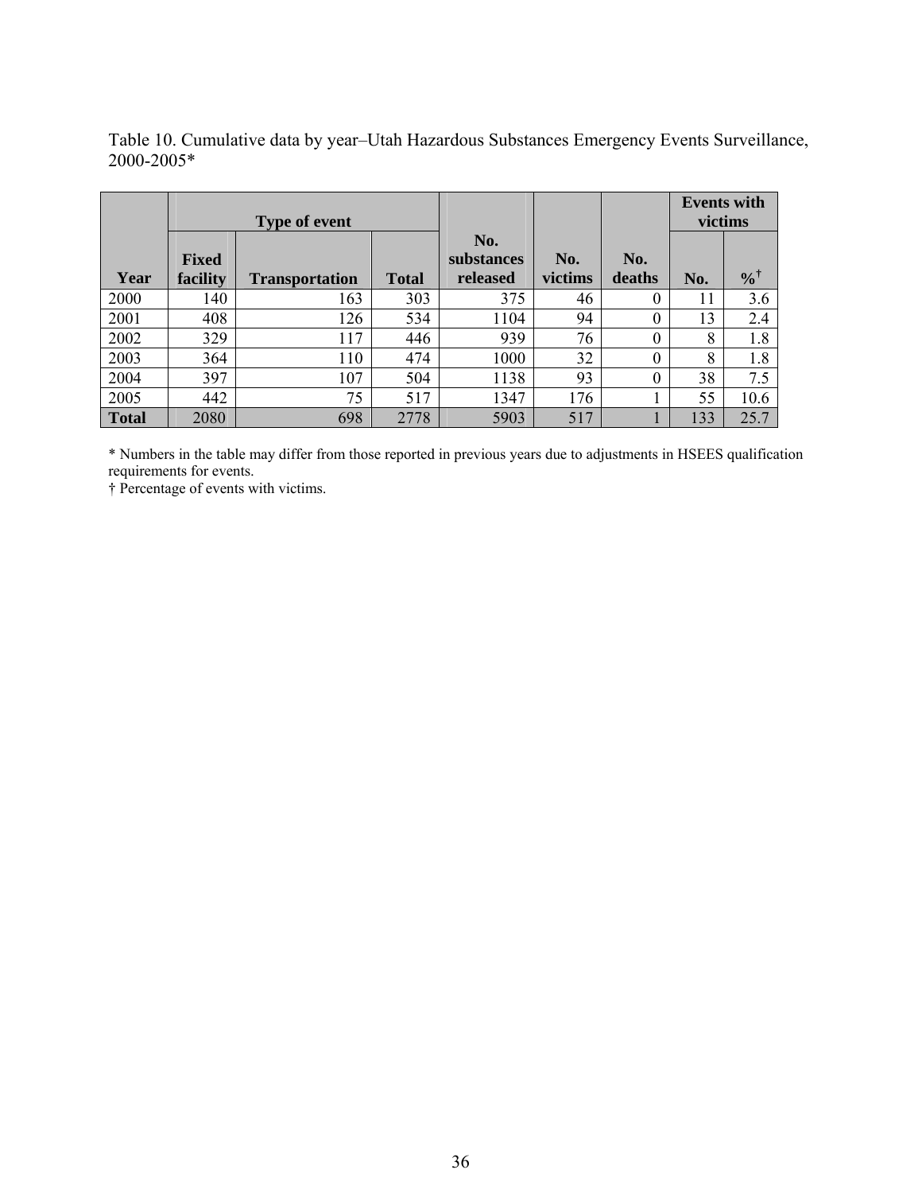Table 10. Cumulative data by year–Utah Hazardous Substances Emergency Events Surveillance, 2000-2005*

| Year | Type of event | | | No. substances released | No. victims | No. deaths | Events with victims | |
|---|---|---|---|---|---|---|---|---|
| | Fixed facility | Transportation | Total | | | | No. | %† |
| 2000 | 140 | 163 | 303 | 375 | 46 | 0 | 11 | 3.6 |
| 2001 | 408 | 126 | 534 | 1104 | 94 | 0 | 13 | 2.4 |
| 2002 | 329 | 117 | 446 | 939 | 76 | 0 | 8 | 1.8 |
| 2003 | 364 | 110 | 474 | 1000 | 32 | 0 | 8 | 1.8 |
| 2004 | 397 | 107 | 504 | 1138 | 93 | 0 | 38 | 7.5 |
| 2005 | 442 | 75 | 517 | 1347 | 176 | 1 | 55 | 10.6 |
| **Total** | 2080 | 698 | 2778 | 5903 | 517 | 1 | 133 | 25.7 |

* Numbers in the table may differ from those reported in previous years due to adjustments in HSEES qualification requirements for events.

† Percentage of events with victims.